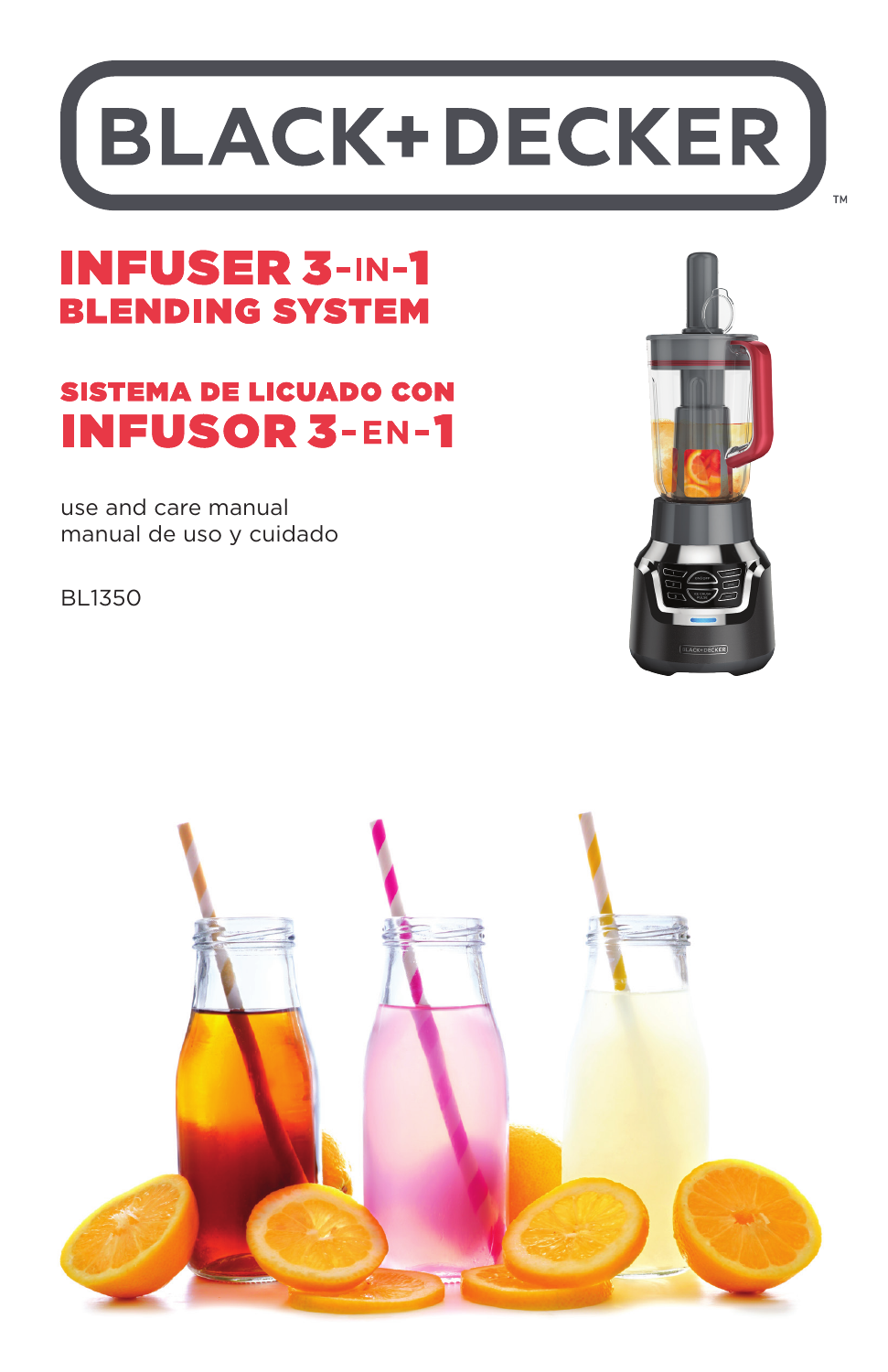# BLACK+DECKER™

# INFUSER 3-IN-1 BLENDING SYSTEM

# SISTEMA DE LICUADO CON INFUSOR 3-EN-1

use and care manual
manual de uso y cuidado

BL1350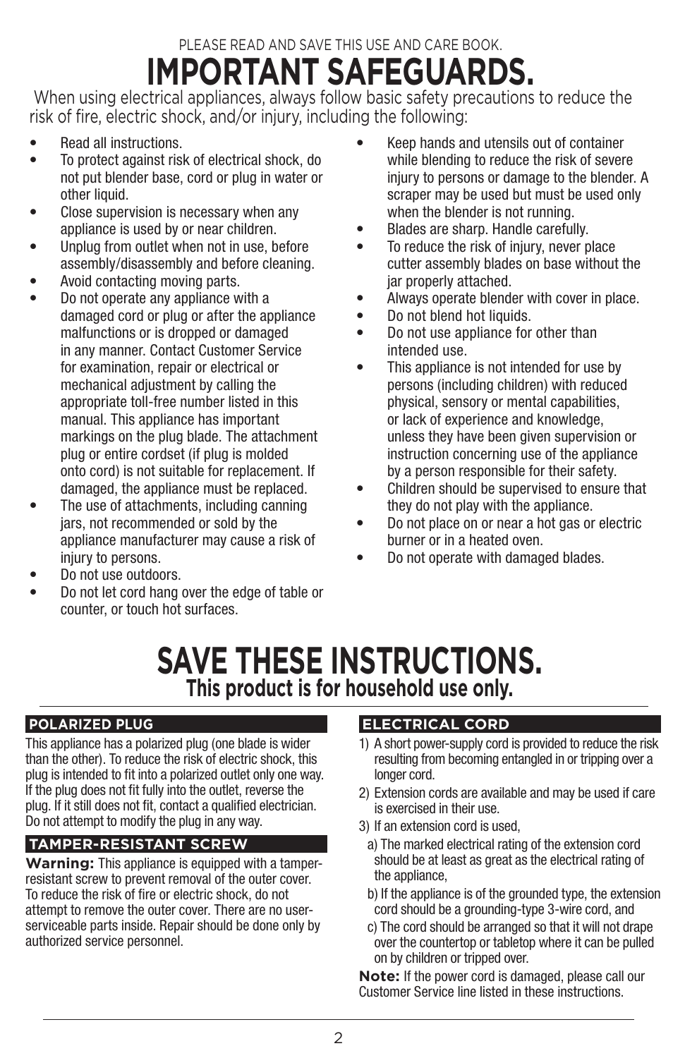PLEASE READ AND SAVE THIS USE AND CARE BOOK.

# IMPORTANT SAFEGUARDS.

When using electrical appliances, always follow basic safety precautions to reduce the risk of fire, electric shock, and/or injury, including the following:

- Read all instructions.
- To protect against risk of electrical shock, do not put blender base, cord or plug in water or other liquid.
- Close supervision is necessary when any appliance is used by or near children.
- Unplug from outlet when not in use, before assembly/disassembly and before cleaning.
- Avoid contacting moving parts.
- Do not operate any appliance with a damaged cord or plug or after the appliance malfunctions or is dropped or damaged in any manner. Contact Customer Service for examination, repair or electrical or mechanical adjustment by calling the appropriate toll-free number listed in this manual. This appliance has important markings on the plug blade. The attachment plug or entire cordset (if plug is molded onto cord) is not suitable for replacement. If damaged, the appliance must be replaced.
- The use of attachments, including canning jars, not recommended or sold by the appliance manufacturer may cause a risk of injury to persons.
- Do not use outdoors.
- Do not let cord hang over the edge of table or counter, or touch hot surfaces.
- Keep hands and utensils out of container while blending to reduce the risk of severe injury to persons or damage to the blender. A scraper may be used but must be used only when the blender is not running.
- Blades are sharp. Handle carefully.
- To reduce the risk of injury, never place cutter assembly blades on base without the jar properly attached.
- Always operate blender with cover in place.
- Do not blend hot liquids.
- Do not use appliance for other than intended use.
- This appliance is not intended for use by persons (including children) with reduced physical, sensory or mental capabilities, or lack of experience and knowledge, unless they have been given supervision or instruction concerning use of the appliance by a person responsible for their safety.
- Children should be supervised to ensure that they do not play with the appliance.
- Do not place on or near a hot gas or electric burner or in a heated oven.
- Do not operate with damaged blades.

# SAVE THESE INSTRUCTIONS.

## This product is for household use only.

### POLARIZED PLUG

This appliance has a polarized plug (one blade is wider than the other). To reduce the risk of electric shock, this plug is intended to fit into a polarized outlet only one way. If the plug does not fit fully into the outlet, reverse the plug. If it still does not fit, contact a qualified electrician. Do not attempt to modify the plug in any way.

### TAMPER-RESISTANT SCREW

**Warning:** This appliance is equipped with a tamper-resistant screw to prevent removal of the outer cover. To reduce the risk of fire or electric shock, do not attempt to remove the outer cover. There are no user-serviceable parts inside. Repair should be done only by authorized service personnel.

### ELECTRICAL CORD

1) A short power-supply cord is provided to reduce the risk resulting from becoming entangled in or tripping over a longer cord.
2) Extension cords are available and may be used if care is exercised in their use.
3) If an extension cord is used,
   a) The marked electrical rating of the extension cord should be at least as great as the electrical rating of the appliance,
   b) If the appliance is of the grounded type, the extension cord should be a grounding-type 3-wire cord, and
   c) The cord should be arranged so that it will not drape over the countertop or tabletop where it can be pulled on by children or tripped over.

**Note:** If the power cord is damaged, please call our Customer Service line listed in these instructions.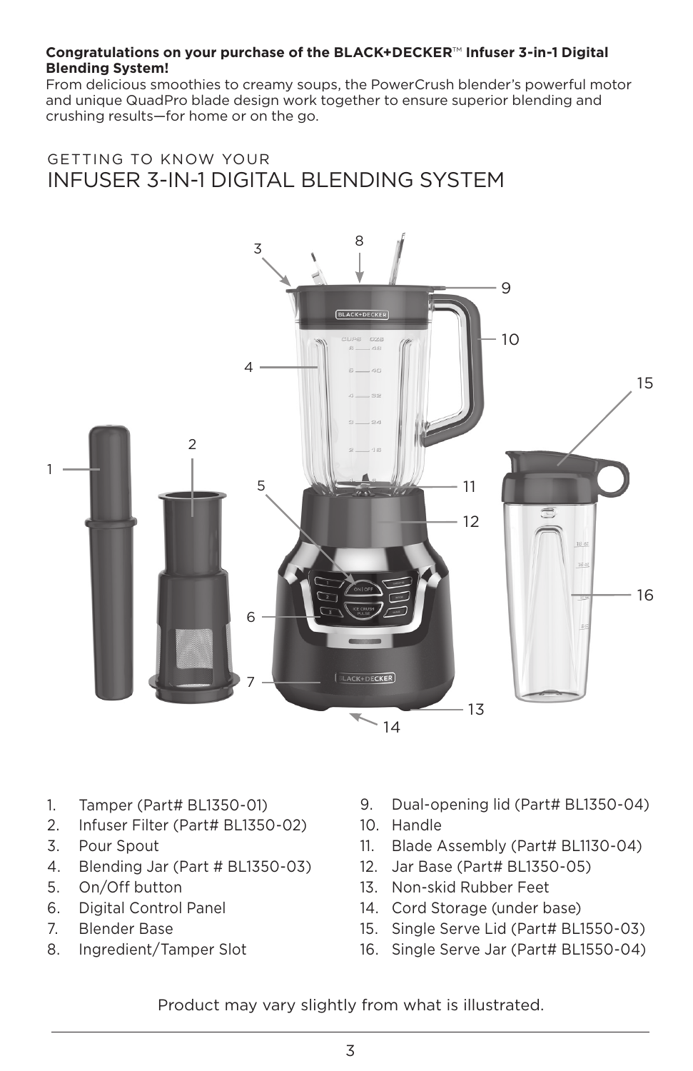**Congratulations on your purchase of the BLACK+DECKER™ Infuser 3-in-1 Digital Blending System!**
From delicious smoothies to creamy soups, the PowerCrush blender's powerful motor and unique QuadPro blade design work together to ensure superior blending and crushing results—for home or on the go.

GETTING TO KNOW YOUR

# INFUSER 3-IN-1 DIGITAL BLENDING SYSTEM

1. Tamper (Part# BL1350-01)
2. Infuser Filter (Part# BL1350-02)
3. Pour Spout
4. Blending Jar (Part # BL1350-03)
5. On/Off button
6. Digital Control Panel
7. Blender Base
8. Ingredient/Tamper Slot
9. Dual-opening lid (Part# BL1350-04)
10. Handle
11. Blade Assembly (Part# BL1130-04)
12. Jar Base (Part# BL1350-05)
13. Non-skid Rubber Feet
14. Cord Storage (under base)
15. Single Serve Lid (Part# BL1550-03)
16. Single Serve Jar (Part# BL1550-04)

Product may vary slightly from what is illustrated.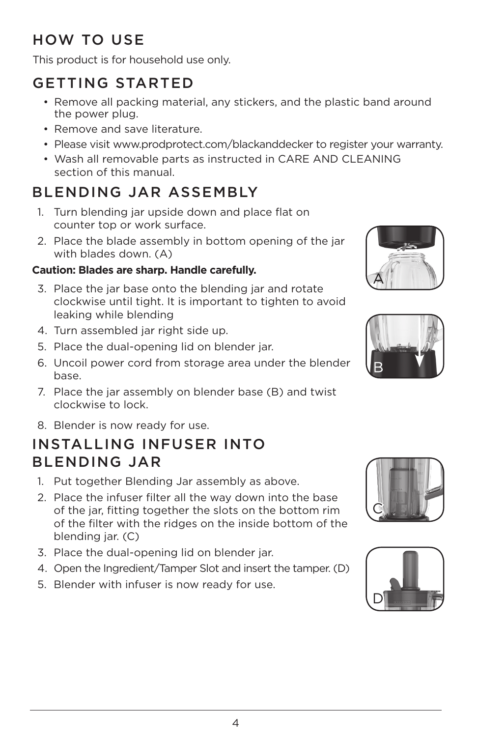# HOW TO USE

This product is for household use only.

## GETTING STARTED

- Remove all packing material, any stickers, and the plastic band around the power plug.
- Remove and save literature.
- Please visit www.prodprotect.com/blackanddecker to register your warranty.
- Wash all removable parts as instructed in CARE AND CLEANING section of this manual.

## BLENDING JAR ASSEMBLY

1. Turn blending jar upside down and place flat on counter top or work surface.
2. Place the blade assembly in bottom opening of the jar with blades down. (A)

**Caution: Blades are sharp. Handle carefully.**

3. Place the jar base onto the blending jar and rotate clockwise until tight. It is important to tighten to avoid leaking while blending
4. Turn assembled jar right side up.
5. Place the dual-opening lid on blender jar.
6. Uncoil power cord from storage area under the blender base.
7. Place the jar assembly on blender base (B) and twist clockwise to lock.
8. Blender is now ready for use.

## INSTALLING INFUSER INTO BLENDING JAR

1. Put together Blending Jar assembly as above.
2. Place the infuser filter all the way down into the base of the jar, fitting together the slots on the bottom rim of the filter with the ridges on the inside bottom of the blending jar. (C)
3. Place the dual-opening lid on blender jar.
4. Open the Ingredient/Tamper Slot and insert the tamper. (D)
5. Blender with infuser is now ready for use.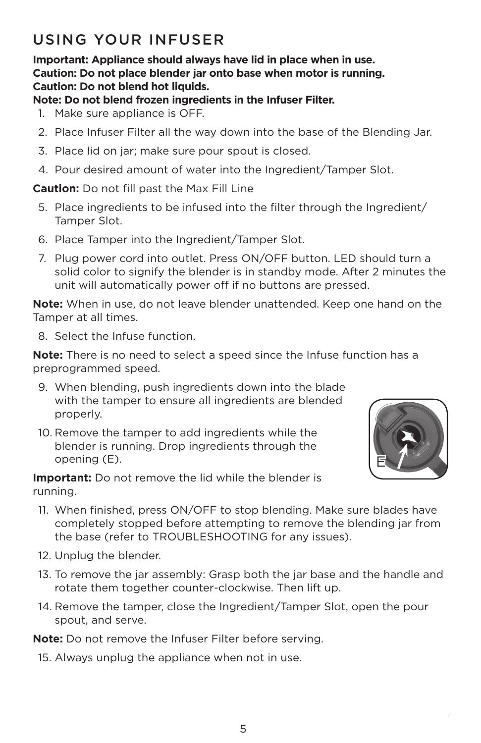# USING YOUR INFUSER

**Important: Appliance should always have lid in place when in use.**
**Caution: Do not place blender jar onto base when motor is running.**
**Caution: Do not blend hot liquids.**
**Note: Do not blend frozen ingredients in the Infuser Filter.**

1. Make sure appliance is OFF.
2. Place Infuser Filter all the way down into the base of the Blending Jar.
3. Place lid on jar; make sure pour spout is closed.
4. Pour desired amount of water into the Ingredient/Tamper Slot.

**Caution:** Do not fill past the Max Fill Line

5. Place ingredients to be infused into the filter through the Ingredient/Tamper Slot.
6. Place Tamper into the Ingredient/Tamper Slot.
7. Plug power cord into outlet. Press ON/OFF button. LED should turn a solid color to signify the blender is in standby mode. After 2 minutes the unit will automatically power off if no buttons are pressed.

**Note:** When in use, do not leave blender unattended. Keep one hand on the Tamper at all times.

8. Select the Infuse function.

**Note:** There is no need to select a speed since the Infuse function has a preprogrammed speed.

9. When blending, push ingredients down into the blade with the tamper to ensure all ingredients are blended properly.
10. Remove the tamper to add ingredients while the blender is running. Drop ingredients through the opening (E).

**Important:** Do not remove the lid while the blender is running.

11. When finished, press ON/OFF to stop blending. Make sure blades have completely stopped before attempting to remove the blending jar from the base (refer to TROUBLESHOOTING for any issues).
12. Unplug the blender.
13. To remove the jar assembly: Grasp both the jar base and the handle and rotate them together counter-clockwise. Then lift up.
14. Remove the tamper, close the Ingredient/Tamper Slot, open the pour spout, and serve.

**Note:** Do not remove the Infuser Filter before serving.

15. Always unplug the appliance when not in use.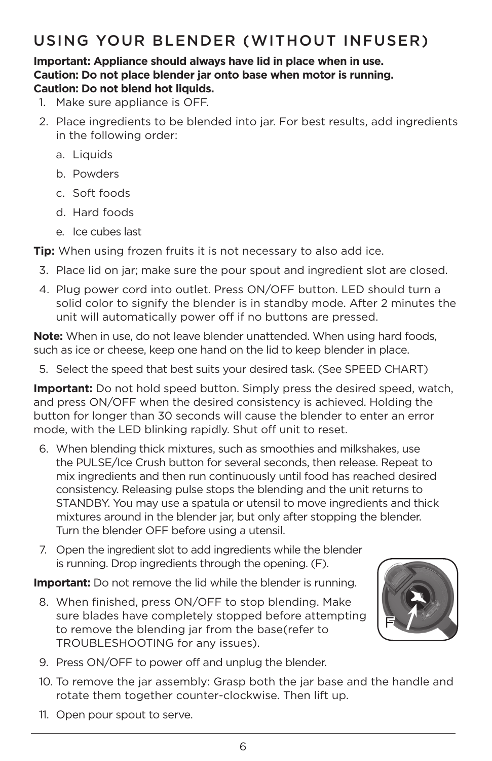# USING YOUR BLENDER (WITHOUT INFUSER)

**Important: Appliance should always have lid in place when in use.**
**Caution: Do not place blender jar onto base when motor is running.**
**Caution: Do not blend hot liquids.**

1. Make sure appliance is OFF.
2. Place ingredients to be blended into jar. For best results, add ingredients in the following order:
   a. Liquids
   b. Powders
   c. Soft foods
   d. Hard foods
   e. Ice cubes last

**Tip:** When using frozen fruits it is not necessary to also add ice.

3. Place lid on jar; make sure the pour spout and ingredient slot are closed.
4. Plug power cord into outlet. Press ON/OFF button. LED should turn a solid color to signify the blender is in standby mode. After 2 minutes the unit will automatically power off if no buttons are pressed.

**Note:** When in use, do not leave blender unattended. When using hard foods, such as ice or cheese, keep one hand on the lid to keep blender in place.

5. Select the speed that best suits your desired task. (See SPEED CHART)

**Important:** Do not hold speed button. Simply press the desired speed, watch, and press ON/OFF when the desired consistency is achieved. Holding the button for longer than 30 seconds will cause the blender to enter an error mode, with the LED blinking rapidly. Shut off unit to reset.

6. When blending thick mixtures, such as smoothies and milkshakes, use the PULSE/Ice Crush button for several seconds, then release. Repeat to mix ingredients and then run continuously until food has reached desired consistency. Releasing pulse stops the blending and the unit returns to STANDBY. You may use a spatula or utensil to move ingredients and thick mixtures around in the blender jar, but only after stopping the blender. Turn the blender OFF before using a utensil.
7. Open the ingredient slot to add ingredients while the blender is running. Drop ingredients through the opening. (F).

**Important:** Do not remove the lid while the blender is running.

8. When finished, press ON/OFF to stop blending. Make sure blades have completely stopped before attempting to remove the blending jar from the base(refer to TROUBLESHOOTING for any issues).
9. Press ON/OFF to power off and unplug the blender.
10. To remove the jar assembly: Grasp both the jar base and the handle and rotate them together counter-clockwise. Then lift up.
11. Open pour spout to serve.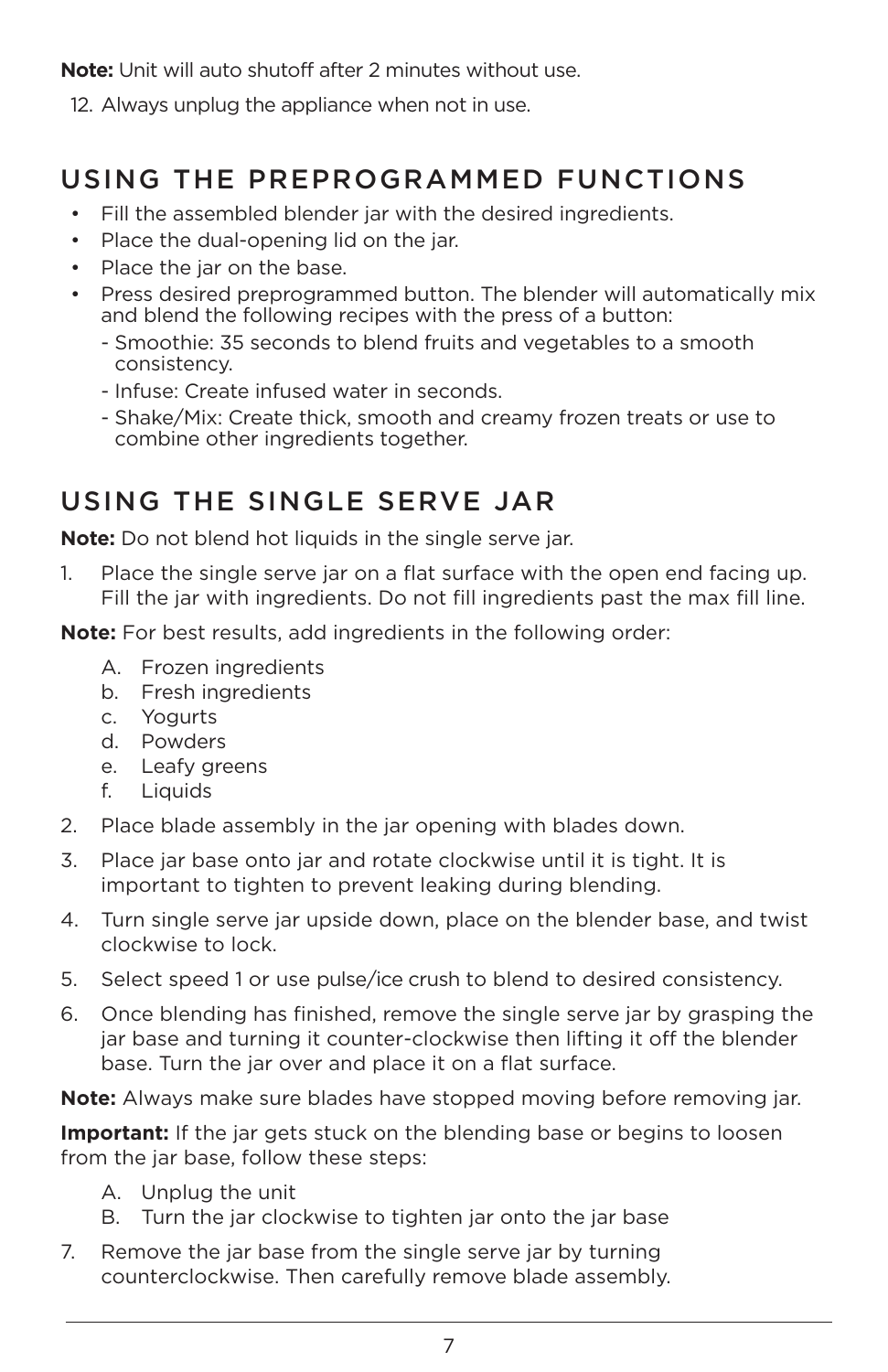**Note:** Unit will auto shutoff after 2 minutes without use.

12. Always unplug the appliance when not in use.

## USING THE PREPROGRAMMED FUNCTIONS

- Fill the assembled blender jar with the desired ingredients.
- Place the dual-opening lid on the jar.
- Place the jar on the base.
- Press desired preprogrammed button. The blender will automatically mix and blend the following recipes with the press of a button:
  - Smoothie: 35 seconds to blend fruits and vegetables to a smooth consistency.
  - Infuse: Create infused water in seconds.
  - Shake/Mix: Create thick, smooth and creamy frozen treats or use to combine other ingredients together.

## USING THE SINGLE SERVE JAR

**Note:** Do not blend hot liquids in the single serve jar.

1. Place the single serve jar on a flat surface with the open end facing up. Fill the jar with ingredients. Do not fill ingredients past the max fill line.

**Note:** For best results, add ingredients in the following order:

A. Frozen ingredients
b. Fresh ingredients
c. Yogurts
d. Powders
e. Leafy greens
f. Liquids

2. Place blade assembly in the jar opening with blades down.
3. Place jar base onto jar and rotate clockwise until it is tight. It is important to tighten to prevent leaking during blending.
4. Turn single serve jar upside down, place on the blender base, and twist clockwise to lock.
5. Select speed 1 or use pulse/ice crush to blend to desired consistency.
6. Once blending has finished, remove the single serve jar by grasping the jar base and turning it counter-clockwise then lifting it off the blender base. Turn the jar over and place it on a flat surface.

**Note:** Always make sure blades have stopped moving before removing jar.

**Important:** If the jar gets stuck on the blending base or begins to loosen from the jar base, follow these steps:

A. Unplug the unit
B. Turn the jar clockwise to tighten jar onto the jar base

7. Remove the jar base from the single serve jar by turning counterclockwise. Then carefully remove blade assembly.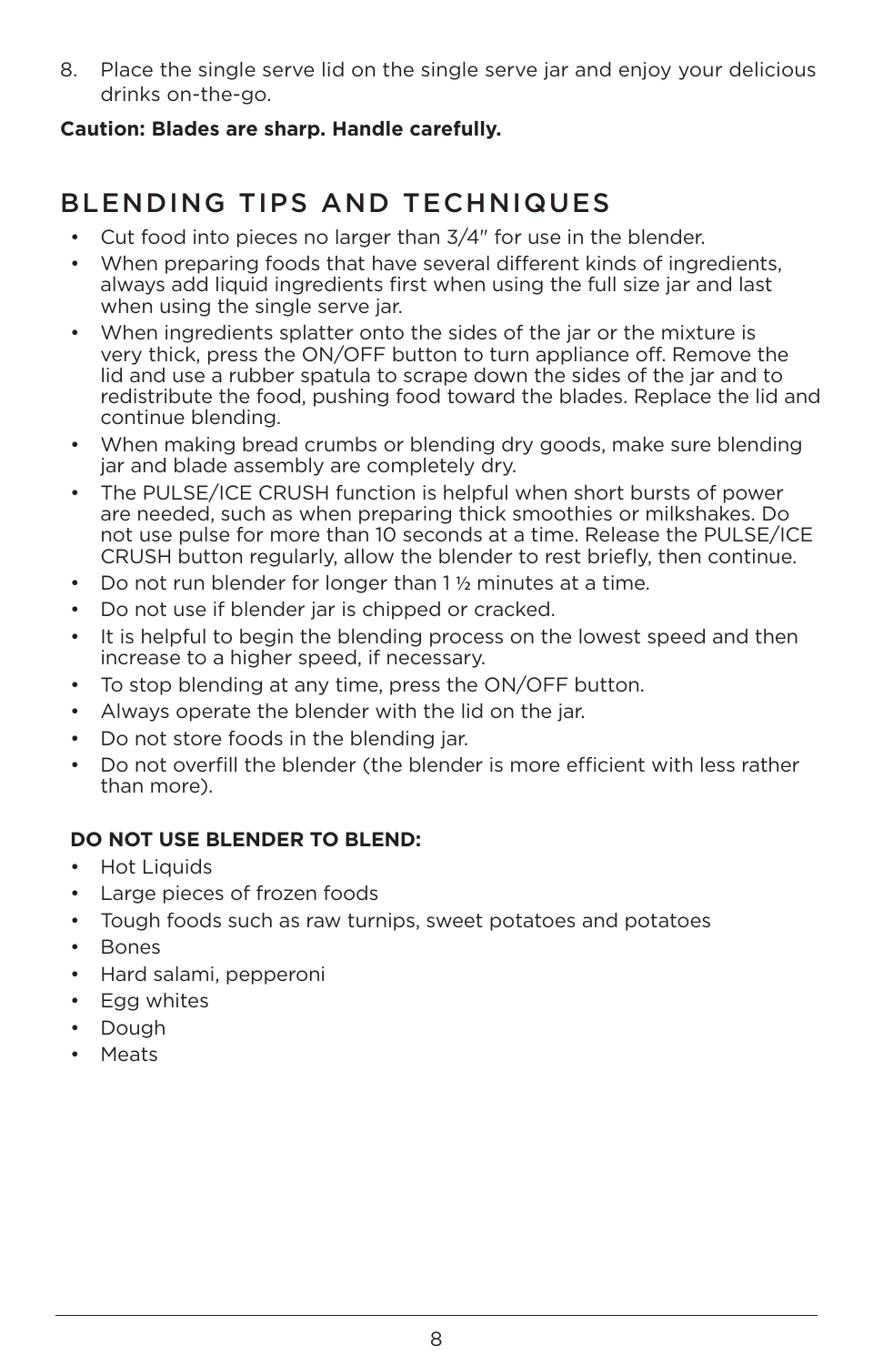8. Place the single serve lid on the single serve jar and enjoy your delicious drinks on-the-go.

**Caution: Blades are sharp. Handle carefully.**

## BLENDING TIPS AND TECHNIQUES

- Cut food into pieces no larger than 3/4" for use in the blender.
- When preparing foods that have several different kinds of ingredients, always add liquid ingredients first when using the full size jar and last when using the single serve jar.
- When ingredients splatter onto the sides of the jar or the mixture is very thick, press the ON/OFF button to turn appliance off. Remove the lid and use a rubber spatula to scrape down the sides of the jar and to redistribute the food, pushing food toward the blades. Replace the lid and continue blending.
- When making bread crumbs or blending dry goods, make sure blending jar and blade assembly are completely dry.
- The PULSE/ICE CRUSH function is helpful when short bursts of power are needed, such as when preparing thick smoothies or milkshakes. Do not use pulse for more than 10 seconds at a time. Release the PULSE/ICE CRUSH button regularly, allow the blender to rest briefly, then continue.
- Do not run blender for longer than 1 ½ minutes at a time.
- Do not use if blender jar is chipped or cracked.
- It is helpful to begin the blending process on the lowest speed and then increase to a higher speed, if necessary.
- To stop blending at any time, press the ON/OFF button.
- Always operate the blender with the lid on the jar.
- Do not store foods in the blending jar.
- Do not overfill the blender (the blender is more efficient with less rather than more).

**DO NOT USE BLENDER TO BLEND:**

- Hot Liquids
- Large pieces of frozen foods
- Tough foods such as raw turnips, sweet potatoes and potatoes
- Bones
- Hard salami, pepperoni
- Egg whites
- Dough
- Meats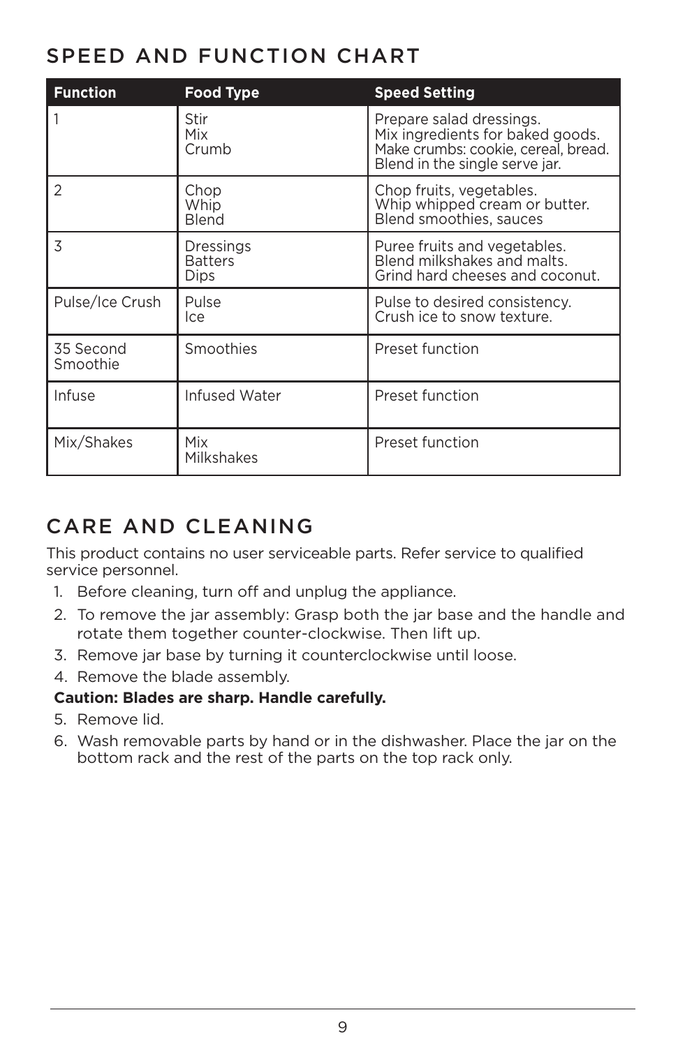## SPEED AND FUNCTION CHART

| Function | Food Type | Speed Setting |
|---|---|---|
| 1 | Stir<br>Mix<br>Crumb | Prepare salad dressings.<br>Mix ingredients for baked goods.<br>Make crumbs: cookie, cereal, bread.<br>Blend in the single serve jar. |
| 2 | Chop<br>Whip<br>Blend | Chop fruits, vegetables.<br>Whip whipped cream or butter.<br>Blend smoothies, sauces |
| 3 | Dressings<br>Batters<br>Dips | Puree fruits and vegetables.<br>Blend milkshakes and malts.<br>Grind hard cheeses and coconut. |
| Pulse/Ice Crush | Pulse<br>Ice | Pulse to desired consistency.<br>Crush ice to snow texture. |
| 35 Second Smoothie | Smoothies | Preset function |
| Infuse | Infused Water | Preset function |
| Mix/Shakes | Mix<br>Milkshakes | Preset function |

## CARE AND CLEANING

This product contains no user serviceable parts. Refer service to qualified service personnel.

1. Before cleaning, turn off and unplug the appliance.
2. To remove the jar assembly: Grasp both the jar base and the handle and rotate them together counter-clockwise. Then lift up.
3. Remove jar base by turning it counterclockwise until loose.
4. Remove the blade assembly.

**Caution: Blades are sharp. Handle carefully.**

5. Remove lid.
6. Wash removable parts by hand or in the dishwasher. Place the jar on the bottom rack and the rest of the parts on the top rack only.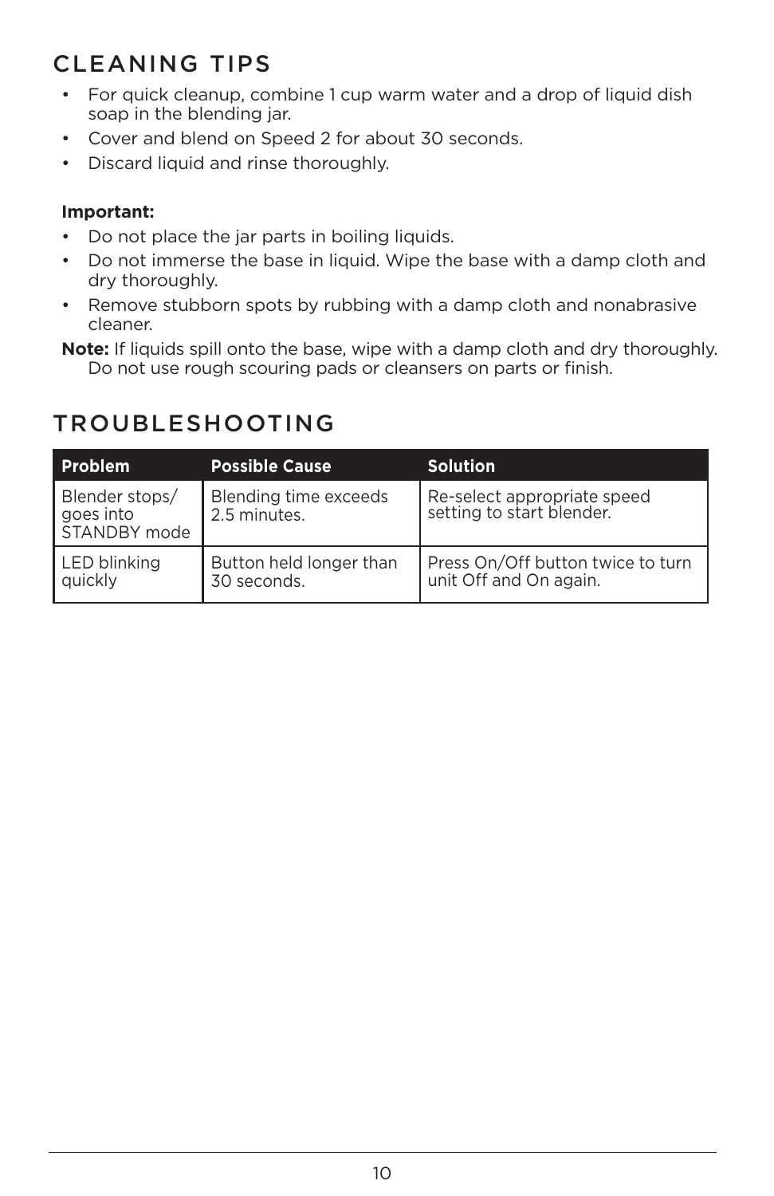## CLEANING TIPS

- For quick cleanup, combine 1 cup warm water and a drop of liquid dish soap in the blending jar.
- Cover and blend on Speed 2 for about 30 seconds.
- Discard liquid and rinse thoroughly.

**Important:**

- Do not place the jar parts in boiling liquids.
- Do not immerse the base in liquid. Wipe the base with a damp cloth and dry thoroughly.
- Remove stubborn spots by rubbing with a damp cloth and nonabrasive cleaner.

**Note:** If liquids spill onto the base, wipe with a damp cloth and dry thoroughly. Do not use rough scouring pads or cleansers on parts or finish.

## TROUBLESHOOTING

| Problem | Possible Cause | Solution |
| --- | --- | --- |
| Blender stops/ goes into STANDBY mode | Blending time exceeds 2.5 minutes. | Re-select appropriate speed setting to start blender. |
| LED blinking quickly | Button held longer than 30 seconds. | Press On/Off button twice to turn unit Off and On again. |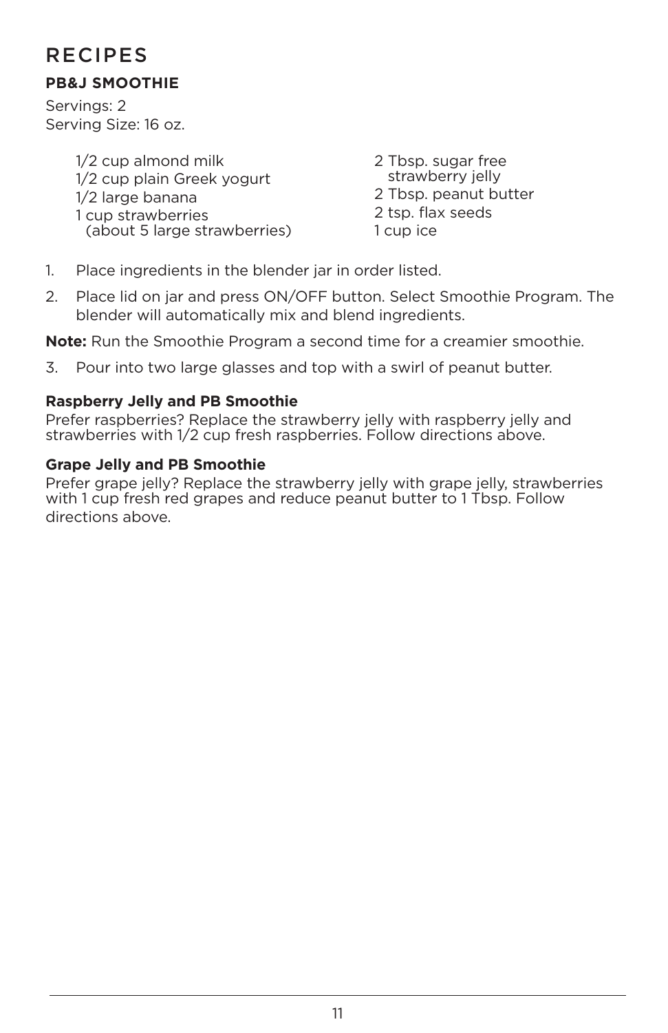# RECIPES

## PB&J SMOOTHIE

Servings: 2
Serving Size: 16 oz.

- 1/2 cup almond milk
- 1/2 cup plain Greek yogurt
- 1/2 large banana
- 1 cup strawberries (about 5 large strawberries)
- 2 Tbsp. sugar free strawberry jelly
- 2 Tbsp. peanut butter
- 2 tsp. flax seeds
- 1 cup ice

1. Place ingredients in the blender jar in order listed.
2. Place lid on jar and press ON/OFF button. Select Smoothie Program. The blender will automatically mix and blend ingredients.

**Note:** Run the Smoothie Program a second time for a creamier smoothie.

3. Pour into two large glasses and top with a swirl of peanut butter.

### Raspberry Jelly and PB Smoothie

Prefer raspberries? Replace the strawberry jelly with raspberry jelly and strawberries with 1/2 cup fresh raspberries. Follow directions above.

### Grape Jelly and PB Smoothie

Prefer grape jelly? Replace the strawberry jelly with grape jelly, strawberries with 1 cup fresh red grapes and reduce peanut butter to 1 Tbsp. Follow directions above.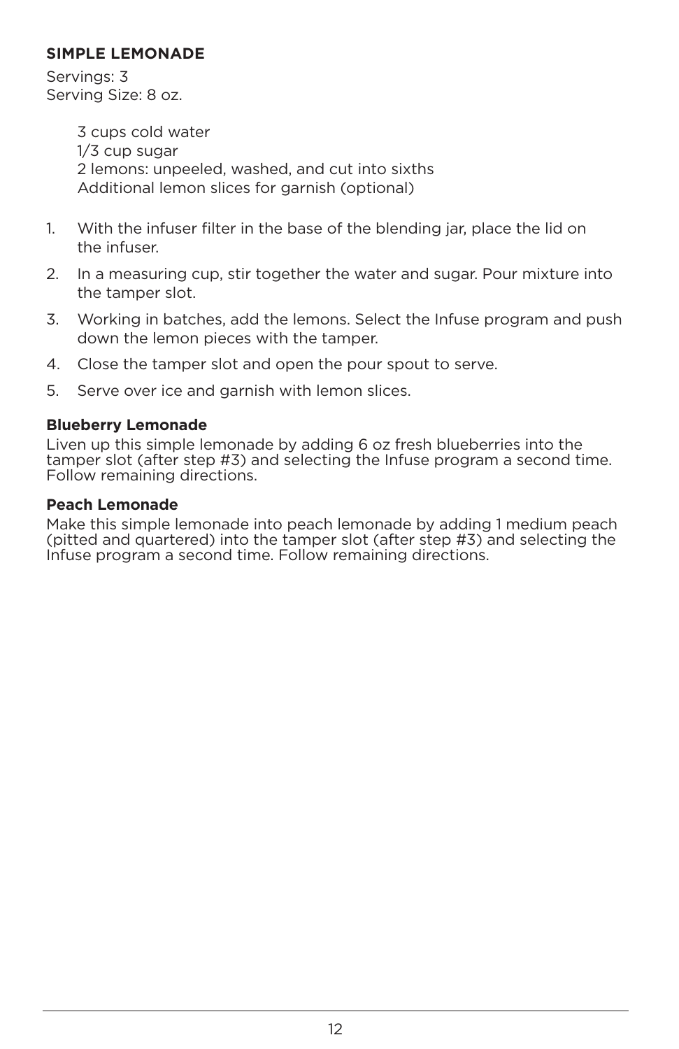## SIMPLE LEMONADE

Servings: 3
Serving Size: 8 oz.

3 cups cold water
1/3 cup sugar
2 lemons: unpeeled, washed, and cut into sixths
Additional lemon slices for garnish (optional)

1. With the infuser filter in the base of the blending jar, place the lid on the infuser.
2. In a measuring cup, stir together the water and sugar. Pour mixture into the tamper slot.
3. Working in batches, add the lemons. Select the Infuse program and push down the lemon pieces with the tamper.
4. Close the tamper slot and open the pour spout to serve.
5. Serve over ice and garnish with lemon slices.

### Blueberry Lemonade

Liven up this simple lemonade by adding 6 oz fresh blueberries into the tamper slot (after step #3) and selecting the Infuse program a second time. Follow remaining directions.

### Peach Lemonade

Make this simple lemonade into peach lemonade by adding 1 medium peach (pitted and quartered) into the tamper slot (after step #3) and selecting the Infuse program a second time. Follow remaining directions.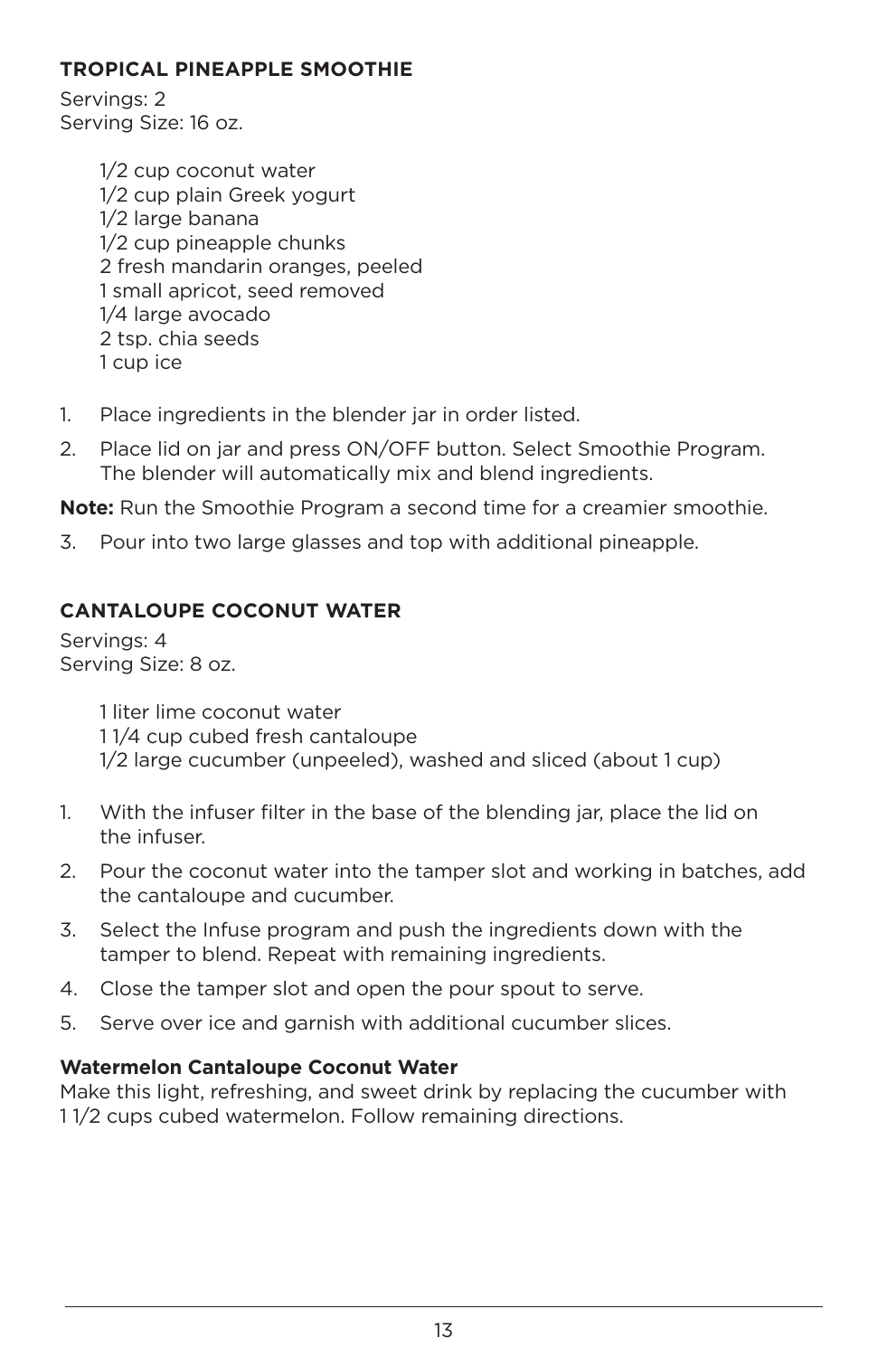## TROPICAL PINEAPPLE SMOOTHIE

Servings: 2
Serving Size: 16 oz.

1/2 cup coconut water
1/2 cup plain Greek yogurt
1/2 large banana
1/2 cup pineapple chunks
2 fresh mandarin oranges, peeled
1 small apricot, seed removed
1/4 large avocado
2 tsp. chia seeds
1 cup ice

1. Place ingredients in the blender jar in order listed.
2. Place lid on jar and press ON/OFF button. Select Smoothie Program. The blender will automatically mix and blend ingredients.

**Note:** Run the Smoothie Program a second time for a creamier smoothie.

3. Pour into two large glasses and top with additional pineapple.

## CANTALOUPE COCONUT WATER

Servings: 4
Serving Size: 8 oz.

1 liter lime coconut water
1 1/4 cup cubed fresh cantaloupe
1/2 large cucumber (unpeeled), washed and sliced (about 1 cup)

1. With the infuser filter in the base of the blending jar, place the lid on the infuser.
2. Pour the coconut water into the tamper slot and working in batches, add the cantaloupe and cucumber.
3. Select the Infuse program and push the ingredients down with the tamper to blend. Repeat with remaining ingredients.
4. Close the tamper slot and open the pour spout to serve.
5. Serve over ice and garnish with additional cucumber slices.

**Watermelon Cantaloupe Coconut Water**

Make this light, refreshing, and sweet drink by replacing the cucumber with 1 1/2 cups cubed watermelon. Follow remaining directions.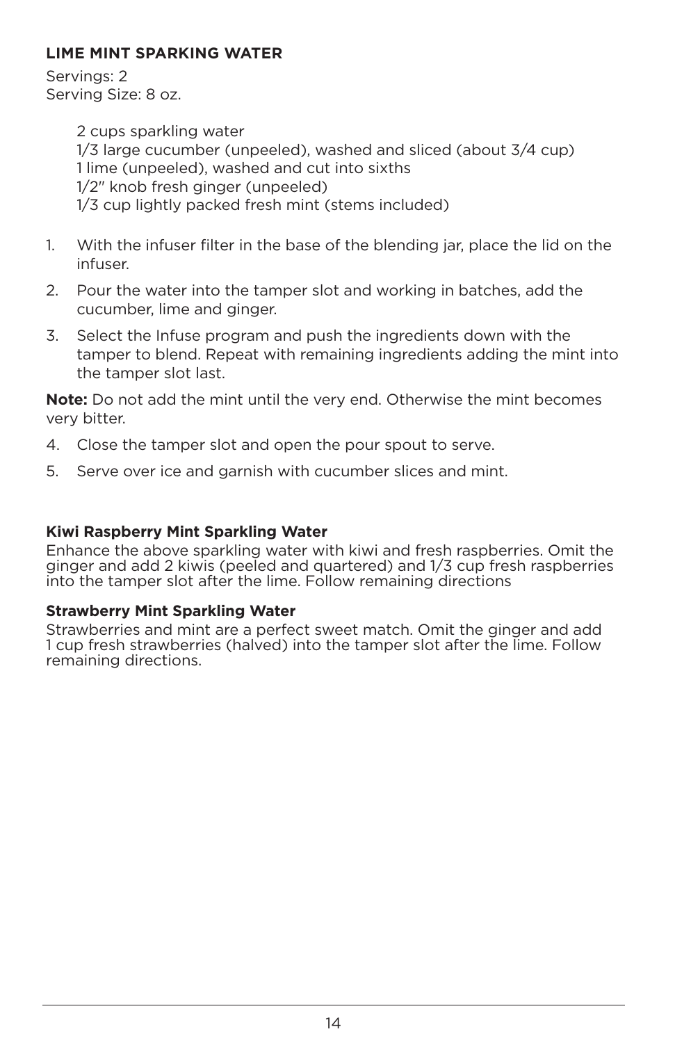## LIME MINT SPARKING WATER

Servings: 2
Serving Size: 8 oz.

- 2 cups sparkling water
- 1/3 large cucumber (unpeeled), washed and sliced (about 3/4 cup)
- 1 lime (unpeeled), washed and cut into sixths
- 1/2" knob fresh ginger (unpeeled)
- 1/3 cup lightly packed fresh mint (stems included)

1. With the infuser filter in the base of the blending jar, place the lid on the infuser.
2. Pour the water into the tamper slot and working in batches, add the cucumber, lime and ginger.
3. Select the Infuse program and push the ingredients down with the tamper to blend. Repeat with remaining ingredients adding the mint into the tamper slot last.

**Note:** Do not add the mint until the very end. Otherwise the mint becomes very bitter.

4. Close the tamper slot and open the pour spout to serve.
5. Serve over ice and garnish with cucumber slices and mint.

### Kiwi Raspberry Mint Sparkling Water

Enhance the above sparkling water with kiwi and fresh raspberries. Omit the ginger and add 2 kiwis (peeled and quartered) and 1/3 cup fresh raspberries into the tamper slot after the lime. Follow remaining directions

### Strawberry Mint Sparkling Water

Strawberries and mint are a perfect sweet match. Omit the ginger and add 1 cup fresh strawberries (halved) into the tamper slot after the lime. Follow remaining directions.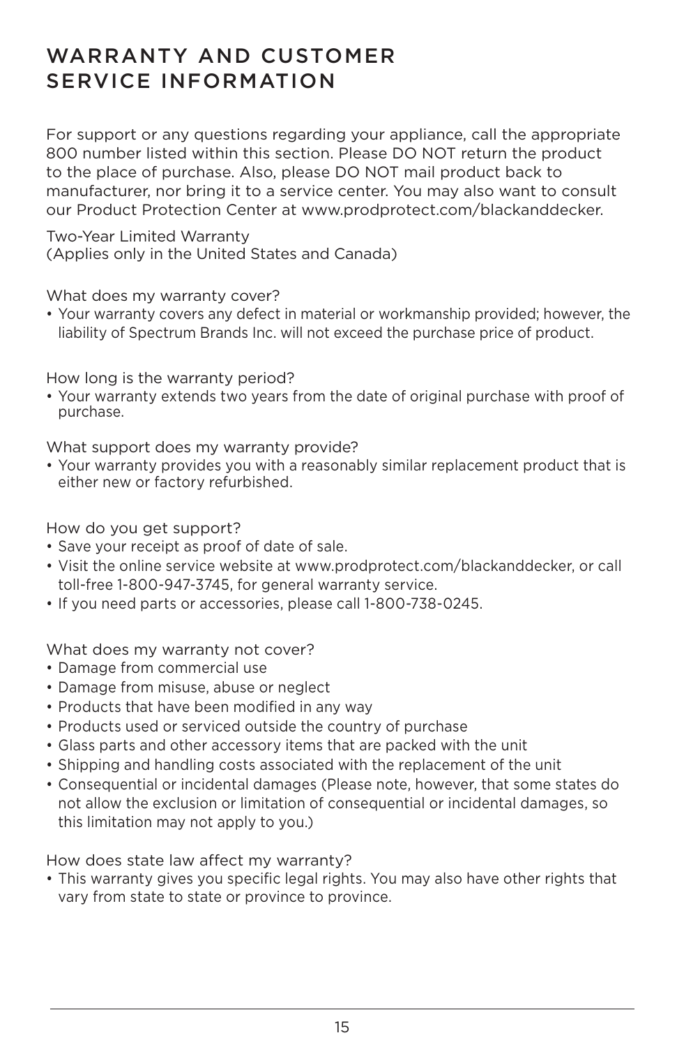# WARRANTY AND CUSTOMER SERVICE INFORMATION

For support or any questions regarding your appliance, call the appropriate 800 number listed within this section. Please DO NOT return the product to the place of purchase. Also, please DO NOT mail product back to manufacturer, nor bring it to a service center. You may also want to consult our Product Protection Center at www.prodprotect.com/blackanddecker.

Two-Year Limited Warranty
(Applies only in the United States and Canada)

What does my warranty cover?

- Your warranty covers any defect in material or workmanship provided; however, the liability of Spectrum Brands Inc. will not exceed the purchase price of product.

How long is the warranty period?

- Your warranty extends two years from the date of original purchase with proof of purchase.

What support does my warranty provide?

- Your warranty provides you with a reasonably similar replacement product that is either new or factory refurbished.

How do you get support?

- Save your receipt as proof of date of sale.
- Visit the online service website at www.prodprotect.com/blackanddecker, or call toll-free 1-800-947-3745, for general warranty service.
- If you need parts or accessories, please call 1-800-738-0245.

What does my warranty not cover?

- Damage from commercial use
- Damage from misuse, abuse or neglect
- Products that have been modified in any way
- Products used or serviced outside the country of purchase
- Glass parts and other accessory items that are packed with the unit
- Shipping and handling costs associated with the replacement of the unit
- Consequential or incidental damages (Please note, however, that some states do not allow the exclusion or limitation of consequential or incidental damages, so this limitation may not apply to you.)

How does state law affect my warranty?

- This warranty gives you specific legal rights. You may also have other rights that vary from state to state or province to province.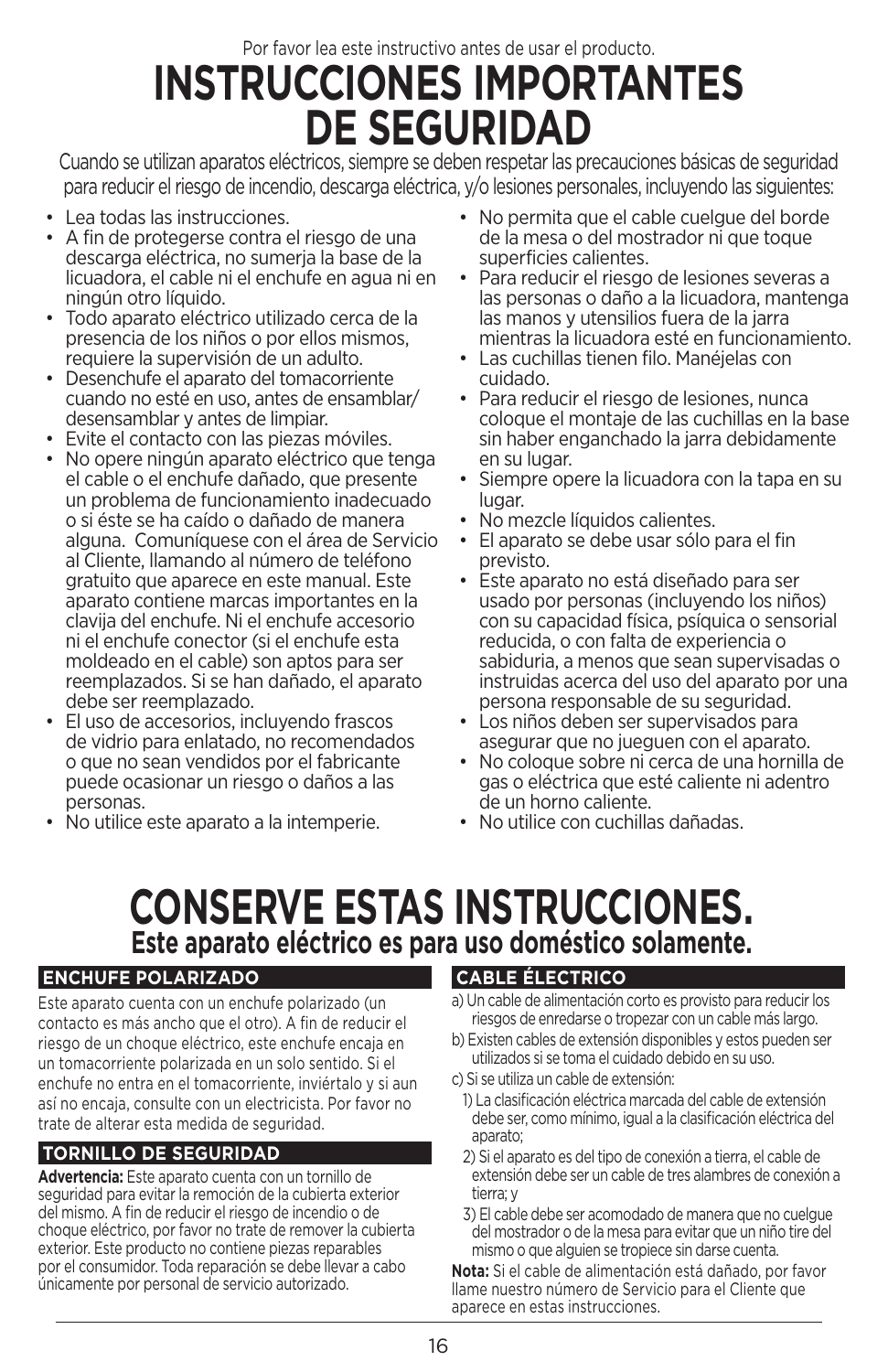Por favor lea este instructivo antes de usar el producto.

# INSTRUCCIONES IMPORTANTES DE SEGURIDAD

Cuando se utilizan aparatos eléctricos, siempre se deben respetar las precauciones básicas de seguridad para reducir el riesgo de incendio, descarga eléctrica, y/o lesiones personales, incluyendo las siguientes:

- Lea todas las instrucciones.
- A fin de protegerse contra el riesgo de una descarga eléctrica, no sumerja la base de la licuadora, el cable ni el enchufe en agua ni en ningún otro líquido.
- Todo aparato eléctrico utilizado cerca de la presencia de los niños o por ellos mismos, requiere la supervisión de un adulto.
- Desenchufe el aparato del tomacorriente cuando no esté en uso, antes de ensamblar/desensamblar y antes de limpiar.
- Evite el contacto con las piezas móviles.
- No opere ningún aparato eléctrico que tenga el cable o el enchufe dañado, que presente un problema de funcionamiento inadecuado o si éste se ha caído o dañado de manera alguna. Comuníquese con el área de Servicio al Cliente, llamando al número de teléfono gratuito que aparece en este manual. Este aparato contiene marcas importantes en la clavija del enchufe. Ni el enchufe accesorio ni el enchufe conector (si el enchufe esta moldeado en el cable) son aptos para ser reemplazados. Si se han dañado, el aparato debe ser reemplazado.
- El uso de accesorios, incluyendo frascos de vidrio para enlatado, no recomendados o que no sean vendidos por el fabricante puede ocasionar un riesgo o daños a las personas.
- No utilice este aparato a la intemperie.
- No permita que el cable cuelgue del borde de la mesa o del mostrador ni que toque superficies calientes.
- Para reducir el riesgo de lesiones severas a las personas o daño a la licuadora, mantenga las manos y utensilios fuera de la jarra mientras la licuadora esté en funcionamiento.
- Las cuchillas tienen filo. Manéjelas con cuidado.
- Para reducir el riesgo de lesiones, nunca coloque el montaje de las cuchillas en la base sin haber enganchado la jarra debidamente en su lugar.
- Siempre opere la licuadora con la tapa en su lugar.
- No mezcle líquidos calientes.
- El aparato se debe usar sólo para el fin previsto.
- Este aparato no está diseñado para ser usado por personas (incluyendo los niños) con su capacidad física, psíquica o sensorial reducida, o con falta de experiencia o sabiduria, a menos que sean supervisadas o instruidas acerca del uso del aparato por una persona responsable de su seguridad.
- Los niños deben ser supervisados para asegurar que no jueguen con el aparato.
- No coloque sobre ni cerca de una hornilla de gas o eléctrica que esté caliente ni adentro de un horno caliente.
- No utilice con cuchillas dañadas.

# CONSERVE ESTAS INSTRUCCIONES.

## Este aparato eléctrico es para uso doméstico solamente.

### ENCHUFE POLARIZADO

Este aparato cuenta con un enchufe polarizado (un contacto es más ancho que el otro). A fin de reducir el riesgo de un choque eléctrico, este enchufe encaja en un tomacorriente polarizada en un solo sentido. Si el enchufe no entra en el tomacorriente, inviértalo y si aun así no encaja, consulte con un electricista. Por favor no trate de alterar esta medida de seguridad.

### TORNILLO DE SEGURIDAD

**Advertencia:** Este aparato cuenta con un tornillo de seguridad para evitar la remoción de la cubierta exterior del mismo. A fin de reducir el riesgo de incendio o de choque eléctrico, por favor no trate de remover la cubierta exterior. Este producto no contiene piezas reparables por el consumidor. Toda reparación se debe llevar a cabo únicamente por personal de servicio autorizado.

### CABLE ÉLECTRICO

a) Un cable de alimentación corto es provisto para reducir los riesgos de enredarse o tropezar con un cable más largo.

b) Existen cables de extensión disponibles y estos pueden ser utilizados si se toma el cuidado debido en su uso.

c) Si se utiliza un cable de extensión:

1) La clasificación eléctrica marcada del cable de extensión debe ser, como mínimo, igual a la clasificación eléctrica del aparato;

2) Si el aparato es del tipo de conexión a tierra, el cable de extensión debe ser un cable de tres alambres de conexión a tierra; y

3) El cable debe ser acomodado de manera que no cuelgue del mostrador o de la mesa para evitar que un niño tire del mismo o que alguien se tropiece sin darse cuenta.

**Nota:** Si el cable de alimentación está dañado, por favor llame nuestro número de Servicio para el Cliente que aparece en estas instrucciones.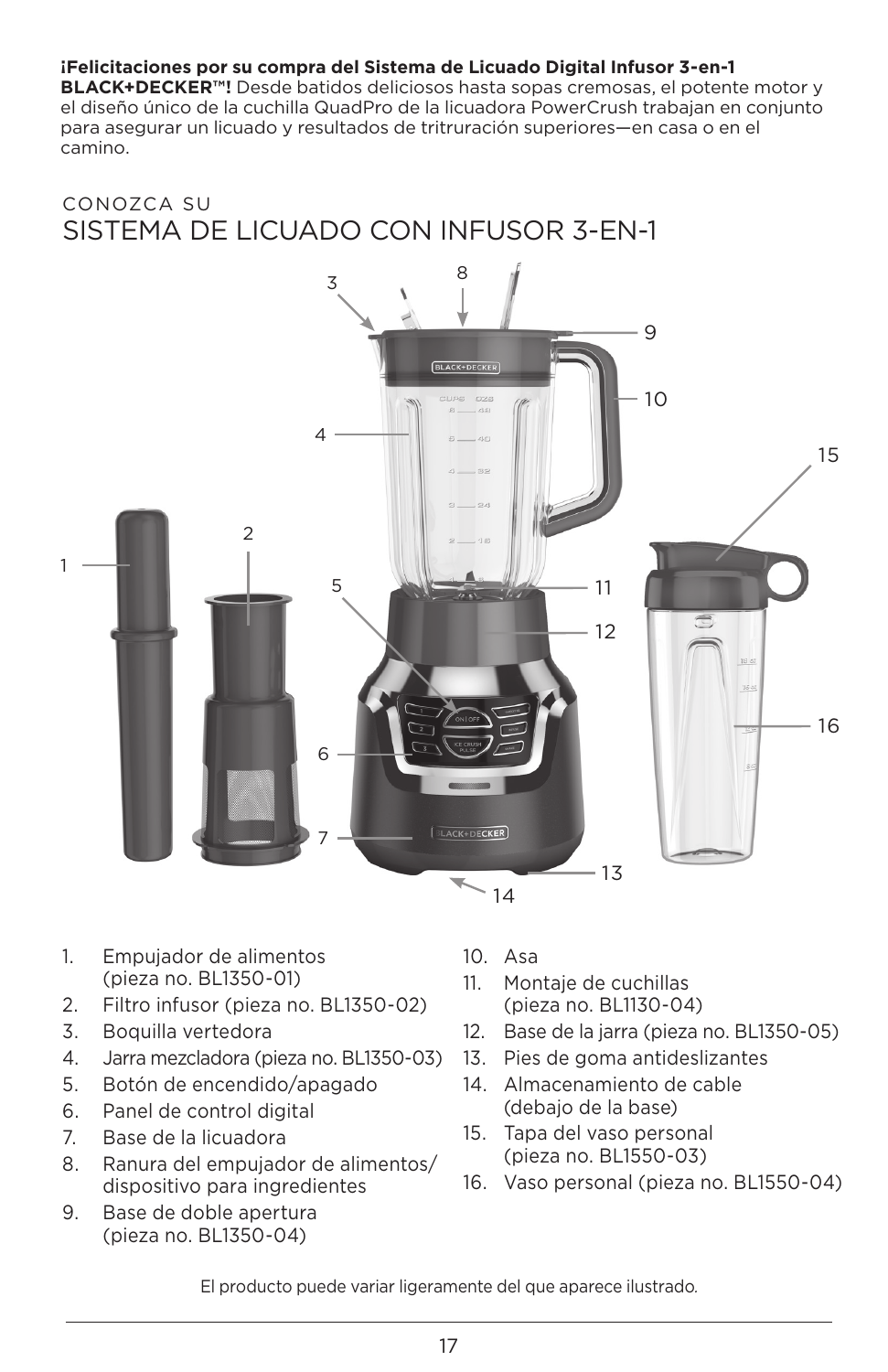**¡Felicitaciones por su compra del Sistema de Licuado Digital Infusor 3-en-1 BLACK+DECKER™!** Desde batidos deliciosos hasta sopas cremosas, el potente motor y el diseño único de la cuchilla QuadPro de la licuadora PowerCrush trabajan en conjunto para asegurar un licuado y resultados de trituración superiores—en casa o en el camino.

CONOZCA SU

# SISTEMA DE LICUADO CON INFUSOR 3-EN-1

1. Empujador de alimentos (pieza no. BL1350-01)
2. Filtro infusor (pieza no. BL1350-02)
3. Boquilla vertedora
4. Jarra mezcladora (pieza no. BL1350-03)
5. Botón de encendido/apagado
6. Panel de control digital
7. Base de la licuadora
8. Ranura del empujador de alimentos/dispositivo para ingredientes
9. Base de doble apertura (pieza no. BL1350-04)
10. Asa
11. Montaje de cuchillas (pieza no. BL1130-04)
12. Base de la jarra (pieza no. BL1350-05)
13. Pies de goma antideslizantes
14. Almacenamiento de cable (debajo de la base)
15. Tapa del vaso personal (pieza no. BL1550-03)
16. Vaso personal (pieza no. BL1550-04)

El producto puede variar ligeramente del que aparece ilustrado.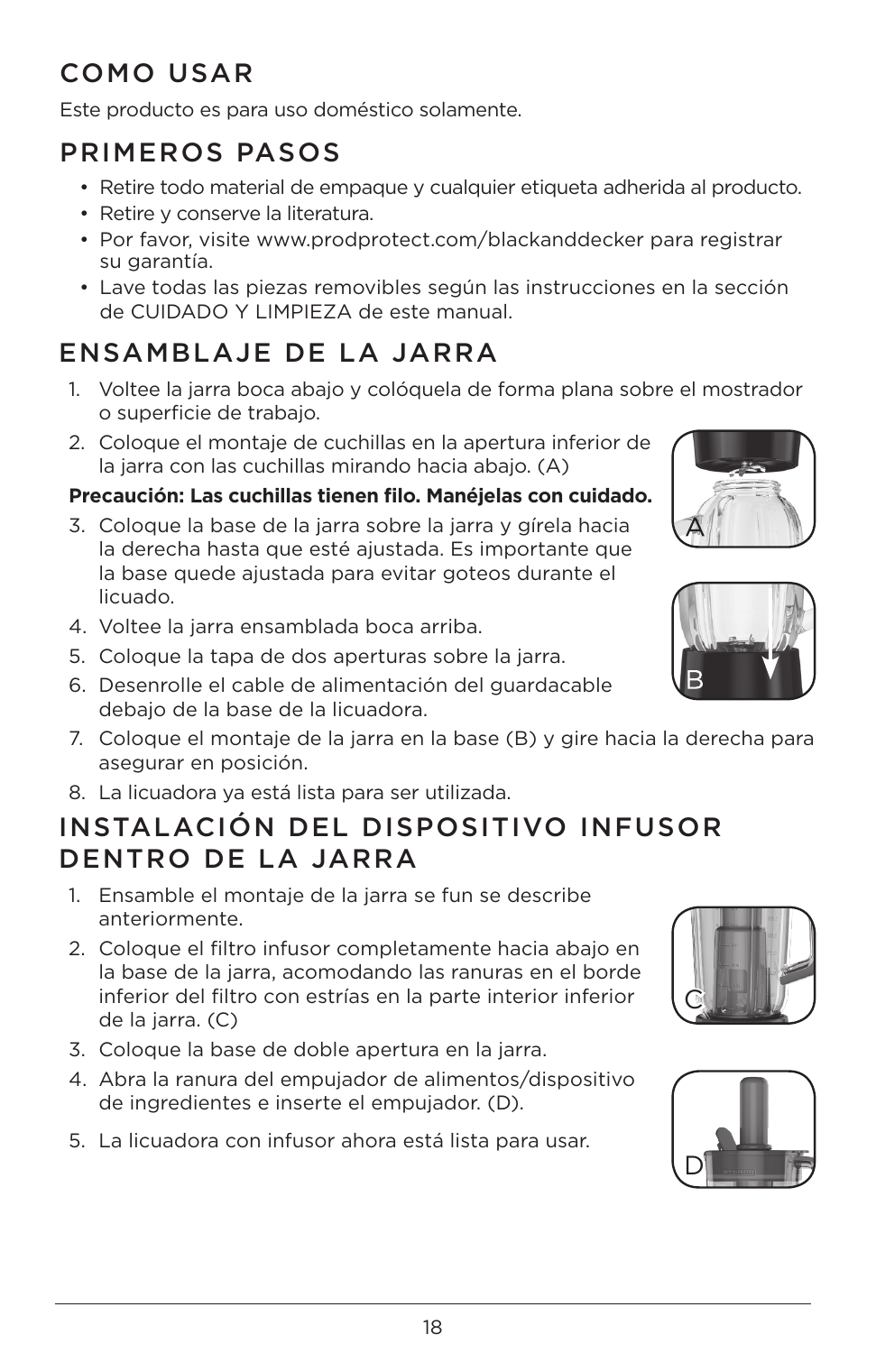## COMO USAR

Este producto es para uso doméstico solamente.

## PRIMEROS PASOS

- Retire todo material de empaque y cualquier etiqueta adherida al producto.
- Retire y conserve la literatura.
- Por favor, visite www.prodprotect.com/blackanddecker para registrar su garantía.
- Lave todas las piezas removibles según las instrucciones en la sección de CUIDADO Y LIMPIEZA de este manual.

## ENSAMBLAJE DE LA JARRA

1. Voltee la jarra boca abajo y colóquela de forma plana sobre el mostrador o superficie de trabajo.
2. Coloque el montaje de cuchillas en la apertura inferior de la jarra con las cuchillas mirando hacia abajo. (A)

**Precaución: Las cuchillas tienen filo. Manéjelas con cuidado.**

3. Coloque la base de la jarra sobre la jarra y gírela hacia la derecha hasta que esté ajustada. Es importante que la base quede ajustada para evitar goteos durante el licuado.
4. Voltee la jarra ensamblada boca arriba.
5. Coloque la tapa de dos aperturas sobre la jarra.
6. Desenrolle el cable de alimentación del guardacable debajo de la base de la licuadora.
7. Coloque el montaje de la jarra en la base (B) y gire hacia la derecha para asegurar en posición.
8. La licuadora ya está lista para ser utilizada.

## INSTALACIÓN DEL DISPOSITIVO INFUSOR DENTRO DE LA JARRA

1. Ensamble el montaje de la jarra se fun se describe anteriormente.
2. Coloque el filtro infusor completamente hacia abajo en la base de la jarra, acomodando las ranuras en el borde inferior del filtro con estrías en la parte interior inferior de la jarra. (C)
3. Coloque la base de doble apertura en la jarra.
4. Abra la ranura del empujador de alimentos/dispositivo de ingredientes e inserte el empujador. (D).
5. La licuadora con infusor ahora está lista para usar.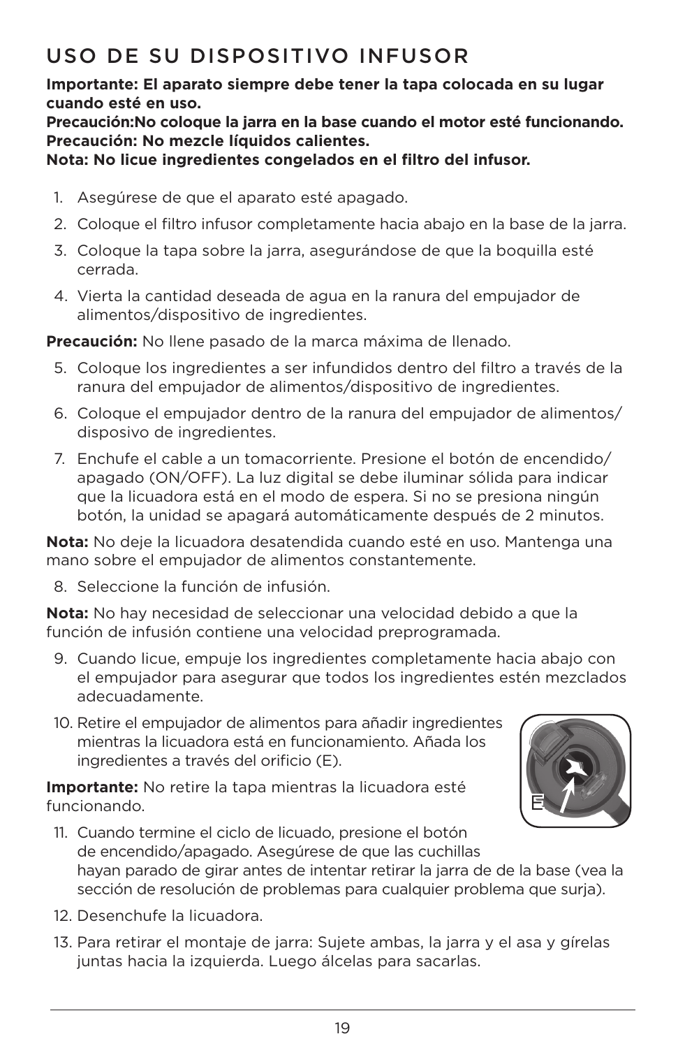## USO DE SU DISPOSITIVO INFUSOR

**Importante: El aparato siempre debe tener la tapa colocada en su lugar cuando esté en uso.**
**Precaución:No coloque la jarra en la base cuando el motor esté funcionando.**
**Precaución: No mezcle líquidos calientes.**
**Nota: No licue ingredientes congelados en el filtro del infusor.**

1. Asegúrese de que el aparato esté apagado.
2. Coloque el filtro infusor completamente hacia abajo en la base de la jarra.
3. Coloque la tapa sobre la jarra, asegurándose de que la boquilla esté cerrada.
4. Vierta la cantidad deseada de agua en la ranura del empujador de alimentos/dispositivo de ingredientes.

**Precaución:** No llene pasado de la marca máxima de llenado.

5. Coloque los ingredientes a ser infundidos dentro del filtro a través de la ranura del empujador de alimentos/dispositivo de ingredientes.
6. Coloque el empujador dentro de la ranura del empujador de alimentos/ disposivo de ingredientes.
7. Enchufe el cable a un tomacorriente. Presione el botón de encendido/ apagado (ON/OFF). La luz digital se debe iluminar sólida para indicar que la licuadora está en el modo de espera. Si no se presiona ningún botón, la unidad se apagará automáticamente después de 2 minutos.

**Nota:** No deje la licuadora desatendida cuando esté en uso. Mantenga una mano sobre el empujador de alimentos constantemente.

8. Seleccione la función de infusión.

**Nota:** No hay necesidad de seleccionar una velocidad debido a que la función de infusión contiene una velocidad preprogramada.

9. Cuando licue, empuje los ingredientes completamente hacia abajo con el empujador para asegurar que todos los ingredientes estén mezclados adecuadamente.
10. Retire el empujador de alimentos para añadir ingredientes mientras la licuadora está en funcionamiento. Añada los ingredientes a través del orificio (E).

**Importante:** No retire la tapa mientras la licuadora esté funcionando.

11. Cuando termine el ciclo de licuado, presione el botón de encendido/apagado. Asegúrese de que las cuchillas hayan parado de girar antes de intentar retirar la jarra de de la base (vea la sección de resolución de problemas para cualquier problema que surja).
12. Desenchufe la licuadora.
13. Para retirar el montaje de jarra: Sujete ambas, la jarra y el asa y gírelas juntas hacia la izquierda. Luego álcelas para sacarlas.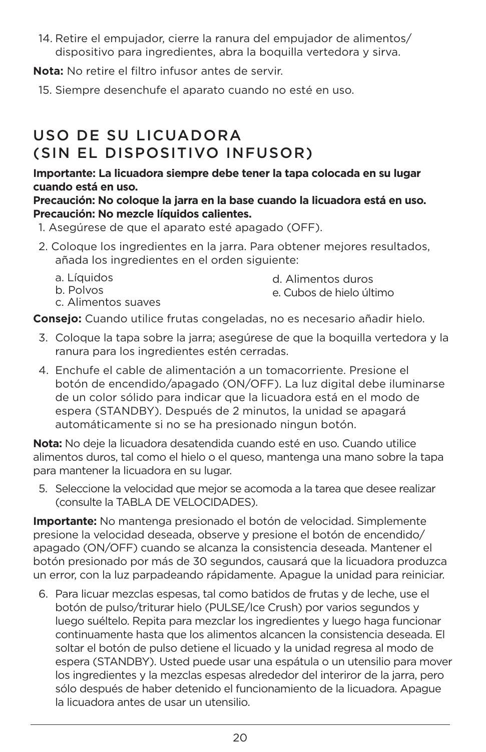14. Retire el empujador, cierre la ranura del empujador de alimentos/ dispositivo para ingredientes, abra la boquilla vertedora y sirva.

**Nota:** No retire el filtro infusor antes de servir.

15. Siempre desenchufe el aparato cuando no esté en uso.

## USO DE SU LICUADORA (SIN EL DISPOSITIVO INFUSOR)

**Importante: La licuadora siempre debe tener la tapa colocada en su lugar cuando está en uso.**
**Precaución: No coloque la jarra en la base cuando la licuadora está en uso.**
**Precaución: No mezcle líquidos calientes.**

1. Asegúrese de que el aparato esté apagado (OFF).
2. Coloque los ingredientes en la jarra. Para obtener mejores resultados, añada los ingredientes en el orden siguiente:
   a. Líquidos
   b. Polvos
   c. Alimentos suaves
   d. Alimentos duros
   e. Cubos de hielo último

**Consejo:** Cuando utilice frutas congeladas, no es necesario añadir hielo.

3. Coloque la tapa sobre la jarra; asegúrese de que la boquilla vertedora y la ranura para los ingredientes estén cerradas.
4. Enchufe el cable de alimentación a un tomacorriente. Presione el botón de encendido/apagado (ON/OFF). La luz digital debe iluminarse de un color sólido para indicar que la licuadora está en el modo de espera (STANDBY). Después de 2 minutos, la unidad se apagará automáticamente si no se ha presionado ningun botón.

**Nota:** No deje la licuadora desatendida cuando esté en uso. Cuando utilice alimentos duros, tal como el hielo o el queso, mantenga una mano sobre la tapa para mantener la licuadora en su lugar.

5. Seleccione la velocidad que mejor se acomoda a la tarea que desee realizar (consulte la TABLA DE VELOCIDADES).

**Importante:** No mantenga presionado el botón de velocidad. Simplemente presione la velocidad deseada, observe y presione el botón de encendido/ apagado (ON/OFF) cuando se alcanza la consistencia deseada. Mantener el botón presionado por más de 30 segundos, causará que la licuadora produzca un error, con la luz parpadeando rápidamente. Apague la unidad para reiniciar.

6. Para licuar mezclas espesas, tal como batidos de frutas y de leche, use el botón de pulso/triturar hielo (PULSE/Ice Crush) por varios segundos y luego suéltelo. Repita para mezclar los ingredientes y luego haga funcionar continuamente hasta que los alimentos alcancen la consistencia deseada. El soltar el botón de pulso detiene el licuado y la unidad regresa al modo de espera (STANDBY). Usted puede usar una espátula o un utensilio para mover los ingredientes y la mezclas espesas alrededor del interiror de la jarra, pero sólo después de haber detenido el funcionamiento de la licuadora. Apague la licuadora antes de usar un utensilio.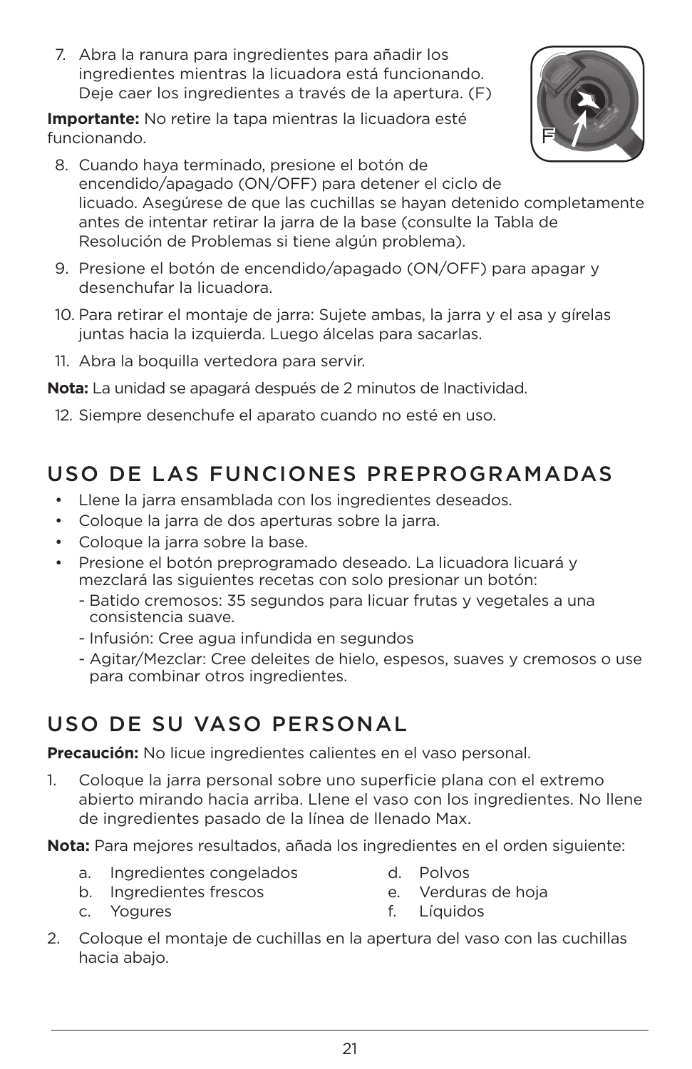7. Abra la ranura para ingredientes para añadir los ingredientes mientras la licuadora está funcionando. Deje caer los ingredientes a través de la apertura. (F)

**Importante:** No retire la tapa mientras la licuadora esté funcionando.

8. Cuando haya terminado, presione el botón de encendido/apagado (ON/OFF) para detener el ciclo de licuado. Asegúrese de que las cuchillas se hayan detenido completamente antes de intentar retirar la jarra de la base (consulte la Tabla de Resolución de Problemas si tiene algún problema).
9. Presione el botón de encendido/apagado (ON/OFF) para apagar y desenchufar la licuadora.
10. Para retirar el montaje de jarra: Sujete ambas, la jarra y el asa y gírelas juntas hacia la izquierda. Luego álcelas para sacarlas.
11. Abra la boquilla vertedora para servir.

**Nota:** La unidad se apagará después de 2 minutos de Inactividad.

12. Siempre desenchufe el aparato cuando no esté en uso.

## USO DE LAS FUNCIONES PREPROGRAMADAS

- Llene la jarra ensamblada con los ingredientes deseados.
- Coloque la jarra de dos aperturas sobre la jarra.
- Coloque la jarra sobre la base.
- Presione el botón preprogramado deseado. La licuadora licuará y mezclará las siguientes recetas con solo presionar un botón:
  - Batido cremosos: 35 segundos para licuar frutas y vegetales a una consistencia suave.
  - Infusión: Cree agua infundida en segundos
  - Agitar/Mezclar: Cree deleites de hielo, espesos, suaves y cremosos o use para combinar otros ingredientes.

## USO DE SU VASO PERSONAL

**Precaución:** No licue ingredientes calientes en el vaso personal.

1. Coloque la jarra personal sobre uno superficie plana con el extremo abierto mirando hacia arriba. Llene el vaso con los ingredientes. No llene de ingredientes pasado de la línea de llenado Max.

**Nota:** Para mejores resultados, añada los ingredientes en el orden siguiente:

a. Ingredientes congelados
b. Ingredientes frescos
c. Yogures
d. Polvos
e. Verduras de hoja
f. Líquidos

2. Coloque el montaje de cuchillas en la apertura del vaso con las cuchillas hacia abajo.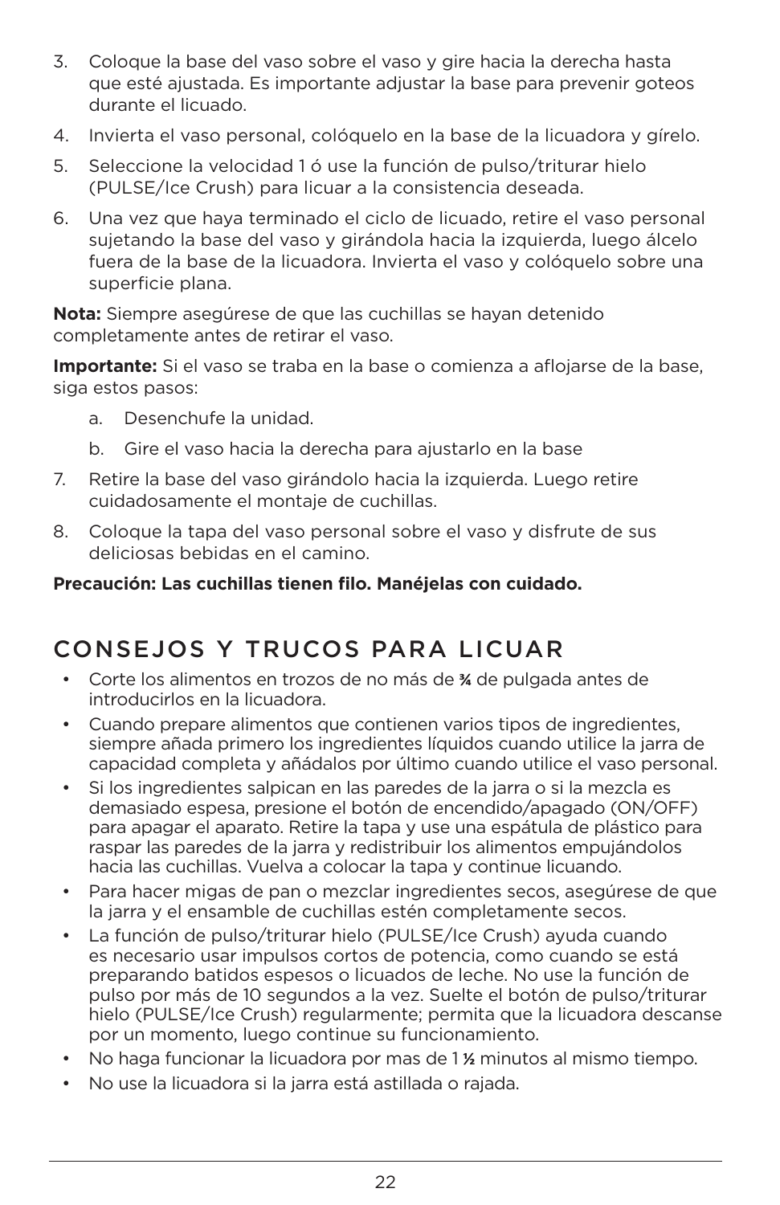3. Coloque la base del vaso sobre el vaso y gire hacia la derecha hasta que esté ajustada. Es importante adjustar la base para prevenir goteos durante el licuado.
4. Invierta el vaso personal, colóquelo en la base de la licuadora y gírelo.
5. Seleccione la velocidad 1 ó use la función de pulso/triturar hielo (PULSE/Ice Crush) para licuar a la consistencia deseada.
6. Una vez que haya terminado el ciclo de licuado, retire el vaso personal sujetando la base del vaso y girándola hacia la izquierda, luego álcelo fuera de la base de la licuadora. Invierta el vaso y colóquelo sobre una superficie plana.

**Nota:** Siempre asegúrese de que las cuchillas se hayan detenido completamente antes de retirar el vaso.

**Importante:** Si el vaso se traba en la base o comienza a aflojarse de la base, siga estos pasos:

   a. Desenchufe la unidad.

   b. Gire el vaso hacia la derecha para ajustarlo en la base

7. Retire la base del vaso girándolo hacia la izquierda. Luego retire cuidadosamente el montaje de cuchillas.
8. Coloque la tapa del vaso personal sobre el vaso y disfrute de sus deliciosas bebidas en el camino.

**Precaución: Las cuchillas tienen filo. Manéjelas con cuidado.**

## CONSEJOS Y TRUCOS PARA LICUAR

- Corte los alimentos en trozos de no más de ¾ de pulgada antes de introducirlos en la licuadora.
- Cuando prepare alimentos que contienen varios tipos de ingredientes, siempre añada primero los ingredientes líquidos cuando utilice la jarra de capacidad completa y añádalos por último cuando utilice el vaso personal.
- Si los ingredientes salpican en las paredes de la jarra o si la mezcla es demasiado espesa, presione el botón de encendido/apagado (ON/OFF) para apagar el aparato. Retire la tapa y use una espátula de plástico para raspar las paredes de la jarra y redistribuir los alimentos empujándolos hacia las cuchillas. Vuelva a colocar la tapa y continue licuando.
- Para hacer migas de pan o mezclar ingredientes secos, asegúrese de que la jarra y el ensamble de cuchillas estén completamente secos.
- La función de pulso/triturar hielo (PULSE/Ice Crush) ayuda cuando es necesario usar impulsos cortos de potencia, como cuando se está preparando batidos espesos o licuados de leche. No use la función de pulso por más de 10 segundos a la vez. Suelte el botón de pulso/triturar hielo (PULSE/Ice Crush) regularmente; permita que la licuadora descanse por un momento, luego continue su funcionamiento.
- No haga funcionar la licuadora por mas de 1 ½ minutos al mismo tiempo.
- No use la licuadora si la jarra está astillada o rajada.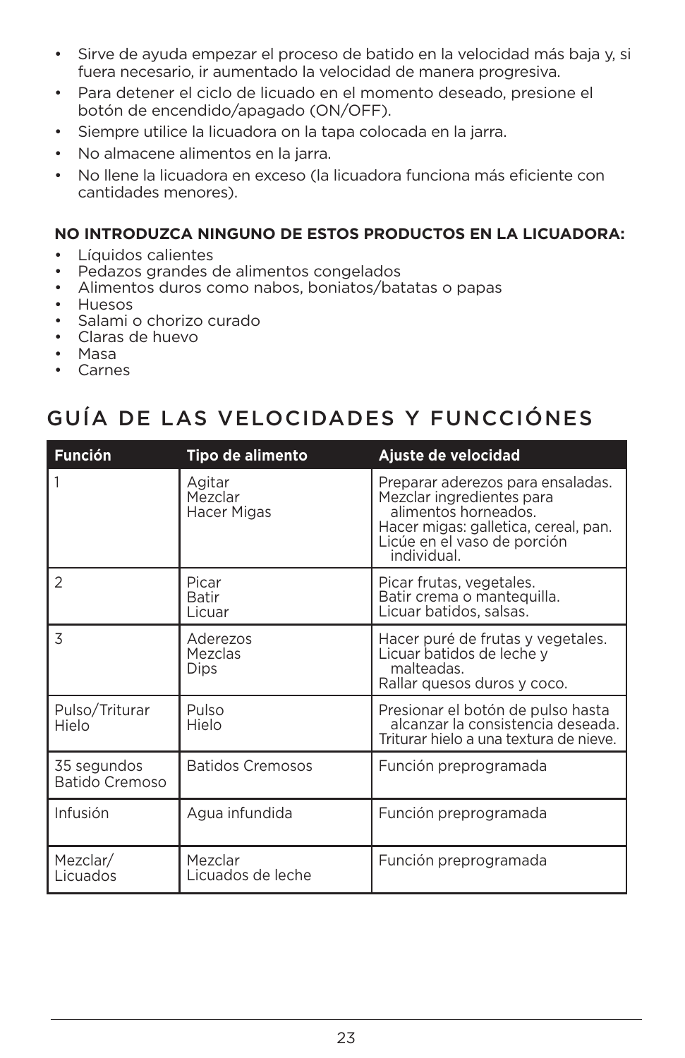- Sirve de ayuda empezar el proceso de batido en la velocidad más baja y, si fuera necesario, ir aumentado la velocidad de manera progresiva.
- Para detener el ciclo de licuado en el momento deseado, presione el botón de encendido/apagado (ON/OFF).
- Siempre utilice la licuadora on la tapa colocada en la jarra.
- No almacene alimentos en la jarra.
- No llene la licuadora en exceso (la licuadora funciona más eficiente con cantidades menores).

**NO INTRODUZCA NINGUNO DE ESTOS PRODUCTOS EN LA LICUADORA:**

- Líquidos calientes
- Pedazos grandes de alimentos congelados
- Alimentos duros como nabos, boniatos/batatas o papas
- Huesos
- Salami o chorizo curado
- Claras de huevo
- Masa
- Carnes

## GUÍA DE LAS VELOCIDADES Y FUNCCIÓNES

| Función | Tipo de alimento | Ajuste de velocidad |
|---|---|---|
| 1 | Agitar<br>Mezclar<br>Hacer Migas | Preparar aderezos para ensaladas.<br>Mezclar ingredientes para alimentos horneados.<br>Hacer migas: galletica, cereal, pan.<br>Licúe en el vaso de porción individual. |
| 2 | Picar<br>Batir<br>Licuar | Picar frutas, vegetales.<br>Batir crema o mantequilla.<br>Licuar batidos, salsas. |
| 3 | Aderezos<br>Mezclas<br>Dips | Hacer puré de frutas y vegetales.<br>Licuar batidos de leche y malteadas.<br>Rallar quesos duros y coco. |
| Pulso/Triturar Hielo | Pulso<br>Hielo | Presionar el botón de pulso hasta alcanzar la consistencia deseada.<br>Triturar hielo a una textura de nieve. |
| 35 segundos Batido Cremoso | Batidos Cremosos | Función preprogramada |
| Infusión | Agua infundida | Función preprogramada |
| Mezclar/ Licuados | Mezclar<br>Licuados de leche | Función preprogramada |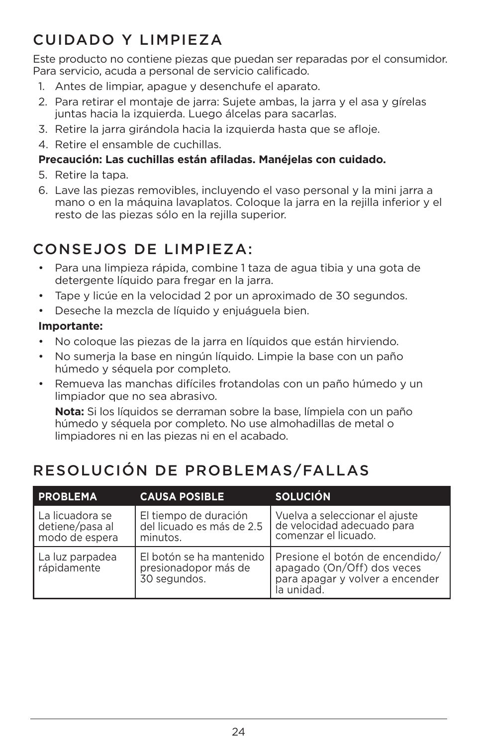## CUIDADO Y LIMPIEZA

Este producto no contiene piezas que puedan ser reparadas por el consumidor. Para servicio, acuda a personal de servicio calificado.

1. Antes de limpiar, apague y desenchufe el aparato.
2. Para retirar el montaje de jarra: Sujete ambas, la jarra y el asa y gírelas juntas hacia la izquierda. Luego álcelas para sacarlas.
3. Retire la jarra girándola hacia la izquierda hasta que se afloje.
4. Retire el ensamble de cuchillas.

**Precaución: Las cuchillas están afiladas. Manéjelas con cuidado.**

5. Retire la tapa.
6. Lave las piezas removibles, incluyendo el vaso personal y la mini jarra a mano o en la máquina lavaplatos. Coloque la jarra en la rejilla inferior y el resto de las piezas sólo en la rejilla superior.

## CONSEJOS DE LIMPIEZA:

- Para una limpieza rápida, combine 1 taza de agua tibia y una gota de detergente líquido para fregar en la jarra.
- Tape y licúe en la velocidad 2 por un aproximado de 30 segundos.
- Deseche la mezcla de líquido y enjuáguela bien.

**Importante:**

- No coloque las piezas de la jarra en líquidos que están hirviendo.
- No sumerja la base en ningún líquido. Limpie la base con un paño húmedo y séquela por completo.
- Remueva las manchas difíciles frotandolas con un paño húmedo y un limpiador que no sea abrasivo.

  **Nota:** Si los líquidos se derraman sobre la base, límpiela con un paño húmedo y séquela por completo. No use almohadillas de metal o limpiadores ni en las piezas ni en el acabado.

## RESOLUCIÓN DE PROBLEMAS/FALLAS

| PROBLEMA | CAUSA POSIBLE | SOLUCIÓN |
|---|---|---|
| La licuadora se detiene/pasa al modo de espera | El tiempo de duración del licuado es más de 2.5 minutos. | Vuelva a seleccionar el ajuste de velocidad adecuado para comenzar el licuado. |
| La luz parpadea rápidamente | El botón se ha mantenido presionadopor más de 30 segundos. | Presione el botón de encendido/apagado (On/Off) dos veces para apagar y volver a encender la unidad. |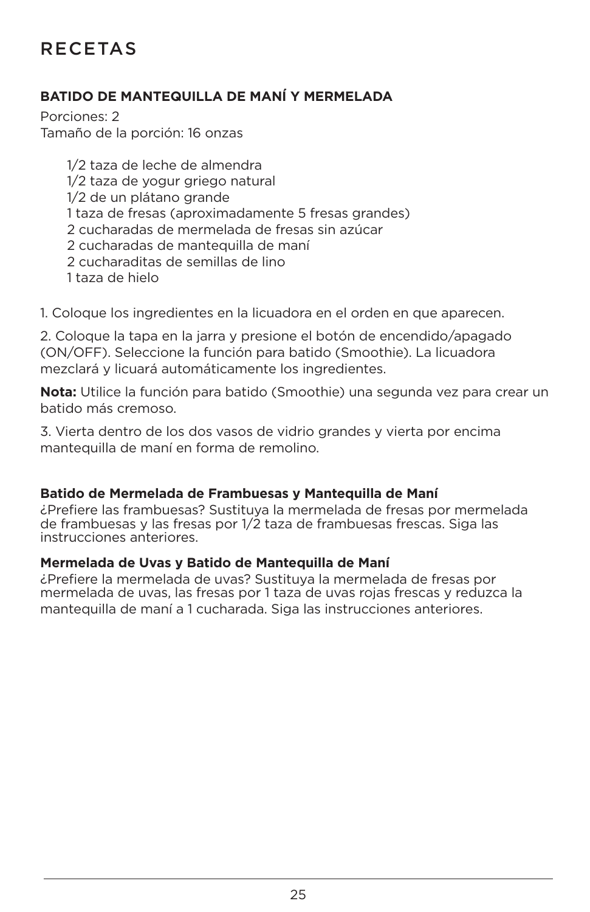# RECETAS

### BATIDO DE MANTEQUILLA DE MANÍ Y MERMELADA

Porciones: 2
Tamaño de la porción: 16 onzas

- 1/2 taza de leche de almendra
- 1/2 taza de yogur griego natural
- 1/2 de un plátano grande
- 1 taza de fresas (aproximadamente 5 fresas grandes)
- 2 cucharadas de mermelada de fresas sin azúcar
- 2 cucharadas de mantequilla de maní
- 2 cucharaditas de semillas de lino
- 1 taza de hielo

1. Coloque los ingredientes en la licuadora en el orden en que aparecen.

2. Coloque la tapa en la jarra y presione el botón de encendido/apagado (ON/OFF). Seleccione la función para batido (Smoothie). La licuadora mezclará y licuará automáticamente los ingredientes.

**Nota:** Utilice la función para batido (Smoothie) una segunda vez para crear un batido más cremoso.

3. Vierta dentro de los dos vasos de vidrio grandes y vierta por encima mantequilla de maní en forma de remolino.

**Batido de Mermelada de Frambuesas y Mantequilla de Maní**
¿Prefiere las frambuesas? Sustituya la mermelada de fresas por mermelada de frambuesas y las fresas por 1/2 taza de frambuesas frescas. Siga las instrucciones anteriores.

**Mermelada de Uvas y Batido de Mantequilla de Maní**
¿Prefiere la mermelada de uvas? Sustituya la mermelada de fresas por mermelada de uvas, las fresas por 1 taza de uvas rojas frescas y reduzca la mantequilla de maní a 1 cucharada. Siga las instrucciones anteriores.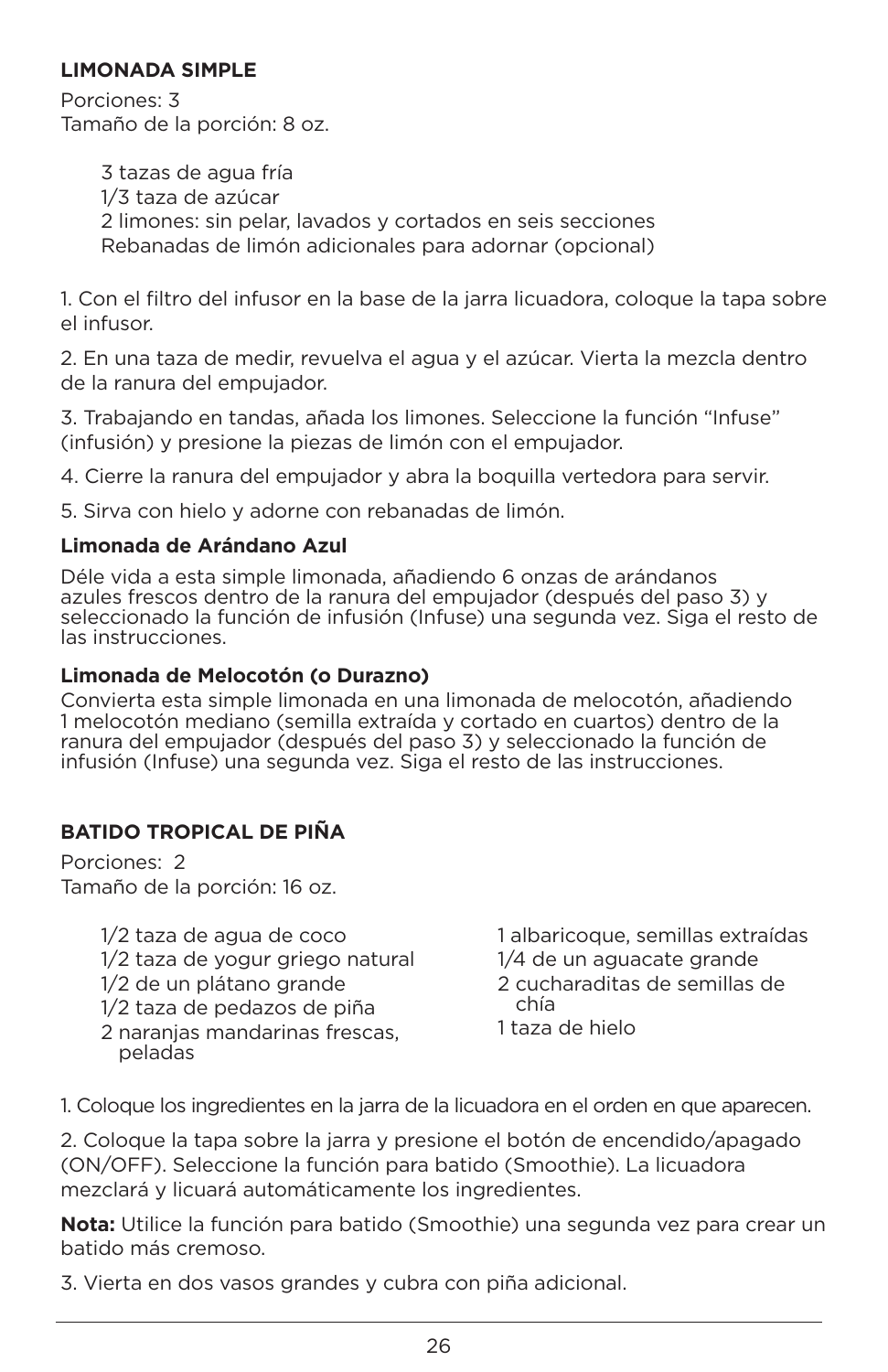**LIMONADA SIMPLE**

Porciones: 3
Tamaño de la porción: 8 oz.

- 3 tazas de agua fría
- 1/3 taza de azúcar
- 2 limones: sin pelar, lavados y cortados en seis secciones
- Rebanadas de limón adicionales para adornar (opcional)

1. Con el filtro del infusor en la base de la jarra licuadora, coloque la tapa sobre el infusor.

2. En una taza de medir, revuelva el agua y el azúcar. Vierta la mezcla dentro de la ranura del empujador.

3. Trabajando en tandas, añada los limones. Seleccione la función "Infuse" (infusión) y presione la piezas de limón con el empujador.

4. Cierre la ranura del empujador y abra la boquilla vertedora para servir.

5. Sirva con hielo y adorne con rebanadas de limón.

**Limonada de Arándano Azul**

Déle vida a esta simple limonada, añadiendo 6 onzas de arándanos azules frescos dentro de la ranura del empujador (después del paso 3) y seleccionado la función de infusión (Infuse) una segunda vez. Siga el resto de las instrucciones.

**Limonada de Melocotón (o Durazno)**

Convierta esta simple limonada en una limonada de melocotón, añadiendo 1 melocotón mediano (semilla extraída y cortado en cuartos) dentro de la ranura del empujador (después del paso 3) y seleccionado la función de infusión (Infuse) una segunda vez. Siga el resto de las instrucciones.

**BATIDO TROPICAL DE PIÑA**

Porciones: 2
Tamaño de la porción: 16 oz.

- 1/2 taza de agua de coco
- 1/2 taza de yogur griego natural
- 1/2 de un plátano grande
- 1/2 taza de pedazos de piña
- 2 naranjas mandarinas frescas, peladas
- 1 albaricoque, semillas extraídas
- 1/4 de un aguacate grande
- 2 cucharaditas de semillas de chía
- 1 taza de hielo

1. Coloque los ingredientes en la jarra de la licuadora en el orden en que aparecen.

2. Coloque la tapa sobre la jarra y presione el botón de encendido/apagado (ON/OFF). Seleccione la función para batido (Smoothie). La licuadora mezclará y licuará automáticamente los ingredientes.

**Nota:** Utilice la función para batido (Smoothie) una segunda vez para crear un batido más cremoso.

3. Vierta en dos vasos grandes y cubra con piña adicional.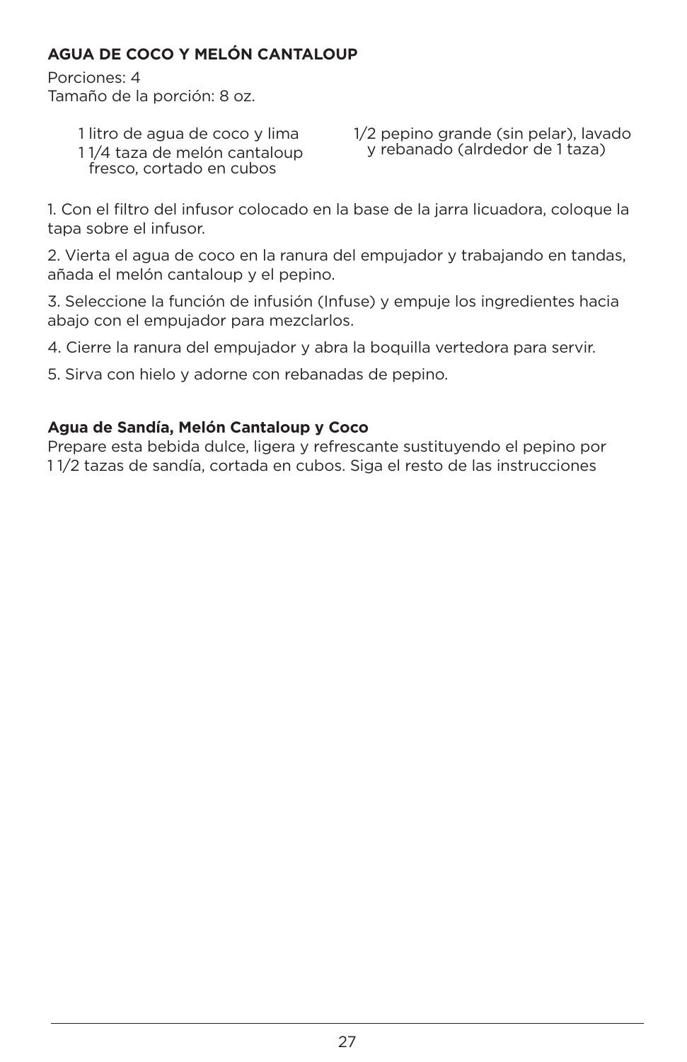### AGUA DE COCO Y MELÓN CANTALOUP

Porciones: 4
Tamaño de la porción: 8 oz.

- 1 litro de agua de coco y lima
- 1 1/4 taza de melón cantaloup fresco, cortado en cubos
- 1/2 pepino grande (sin pelar), lavado y rebanado (alrdedor de 1 taza)

1. Con el filtro del infusor colocado en la base de la jarra licuadora, coloque la tapa sobre el infusor.
2. Vierta el agua de coco en la ranura del empujador y trabajando en tandas, añada el melón cantaloup y el pepino.
3. Seleccione la función de infusión (Infuse) y empuje los ingredientes hacia abajo con el empujador para mezclarlos.
4. Cierre la ranura del empujador y abra la boquilla vertedora para servir.
5. Sirva con hielo y adorne con rebanadas de pepino.

**Agua de Sandía, Melón Cantaloup y Coco**
Prepare esta bebida dulce, ligera y refrescante sustituyendo el pepino por 1 1/2 tazas de sandía, cortada en cubos. Siga el resto de las instrucciones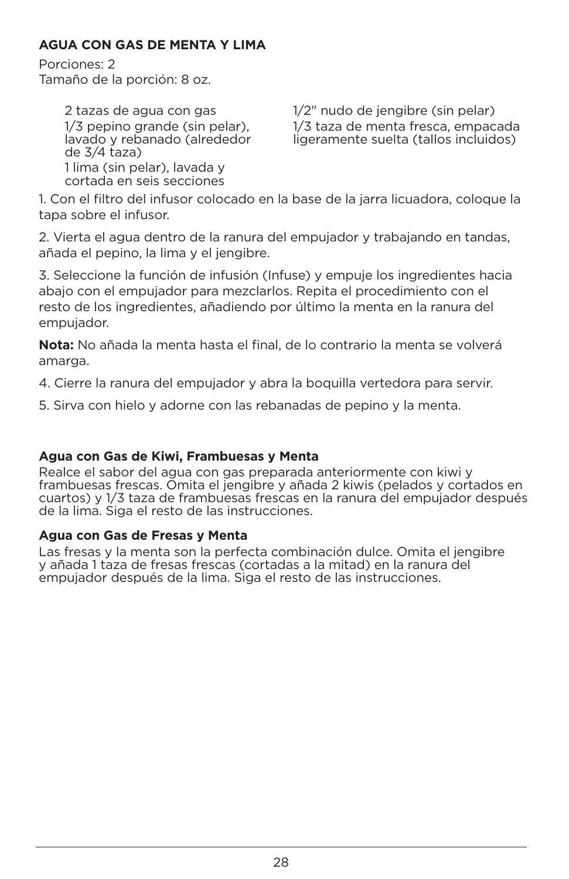## AGUA CON GAS DE MENTA Y LIMA

Porciones: 2
Tamaño de la porción: 8 oz.

- 2 tazas de agua con gas
- 1/3 pepino grande (sin pelar), lavado y rebanado (alrededor de 3/4 taza)
- 1 lima (sin pelar), lavada y cortada en seis secciones
- 1/2" nudo de jengibre (sin pelar)
- 1/3 taza de menta fresca, empacada ligeramente suelta (tallos incluidos)

1. Con el filtro del infusor colocado en la base de la jarra licuadora, coloque la tapa sobre el infusor.

2. Vierta el agua dentro de la ranura del empujador y trabajando en tandas, añada el pepino, la lima y el jengibre.

3. Seleccione la función de infusión (Infuse) y empuje los ingredientes hacia abajo con el empujador para mezclarlos. Repita el procedimiento con el resto de los ingredientes, añadiendo por último la menta en la ranura del empujador.

**Nota:** No añada la menta hasta el final, de lo contrario la menta se volverá amarga.

4. Cierre la ranura del empujador y abra la boquilla vertedora para servir.

5. Sirva con hielo y adorne con las rebanadas de pepino y la menta.

### Agua con Gas de Kiwi, Frambuesas y Menta

Realce el sabor del agua con gas preparada anteriormente con kiwi y frambuesas frescas. Omita el jengibre y añada 2 kiwis (pelados y cortados en cuartos) y 1/3 taza de frambuesas frescas en la ranura del empujador después de la lima. Siga el resto de las instrucciones.

### Agua con Gas de Fresas y Menta

Las fresas y la menta son la perfecta combinación dulce. Omita el jengibre y añada 1 taza de fresas frescas (cortadas a la mitad) en la ranura del empujador después de la lima. Siga el resto de las instrucciones.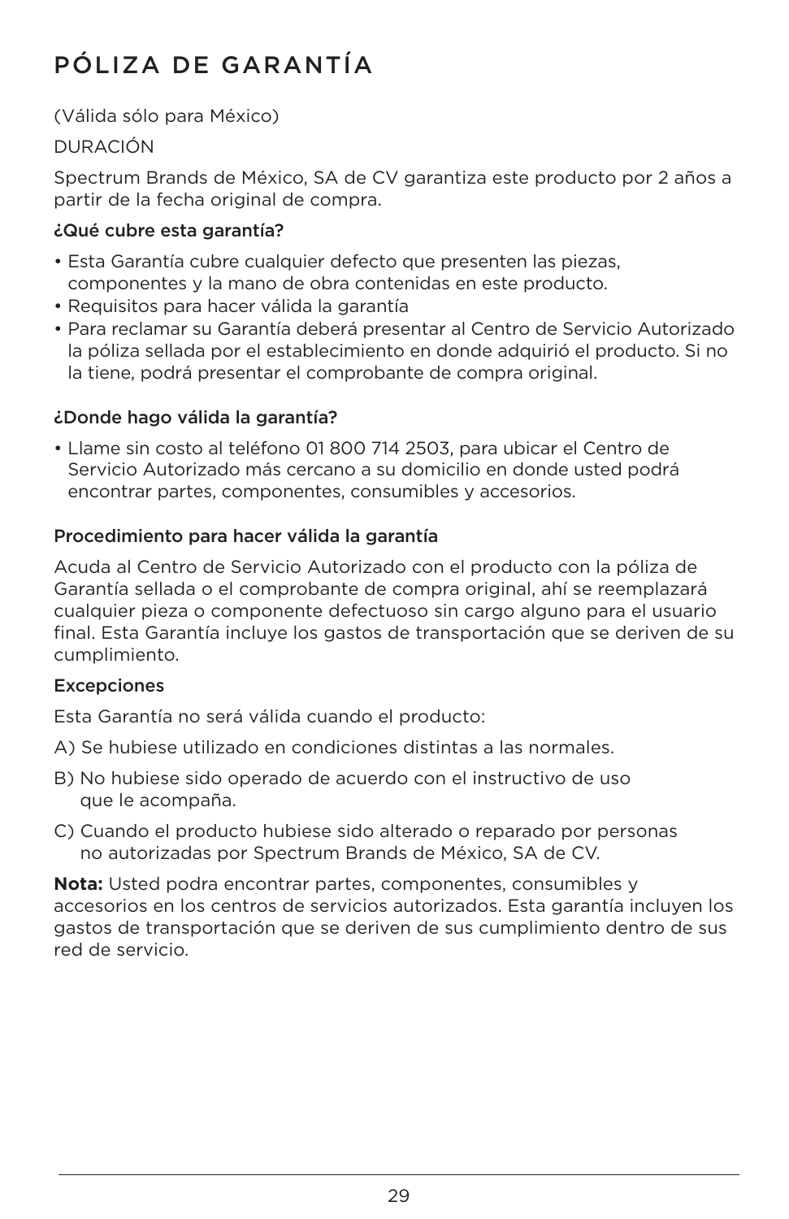# PÓLIZA DE GARANTÍA

(Válida sólo para México)

DURACIÓN

Spectrum Brands de México, SA de CV garantiza este producto por 2 años a partir de la fecha original de compra.

**¿Qué cubre esta garantía?**

- Esta Garantía cubre cualquier defecto que presenten las piezas, componentes y la mano de obra contenidas en este producto.
- Requisitos para hacer válida la garantía
- Para reclamar su Garantía deberá presentar al Centro de Servicio Autorizado la póliza sellada por el establecimiento en donde adquirió el producto. Si no la tiene, podrá presentar el comprobante de compra original.

**¿Donde hago válida la garantía?**

- Llame sin costo al teléfono 01 800 714 2503, para ubicar el Centro de Servicio Autorizado más cercano a su domicilio en donde usted podrá encontrar partes, componentes, consumibles y accesorios.

**Procedimiento para hacer válida la garantía**

Acuda al Centro de Servicio Autorizado con el producto con la póliza de Garantía sellada o el comprobante de compra original, ahí se reemplazará cualquier pieza o componente defectuoso sin cargo alguno para el usuario final. Esta Garantía incluye los gastos de transportación que se deriven de su cumplimiento.

**Excepciones**

Esta Garantía no será válida cuando el producto:

A) Se hubiese utilizado en condiciones distintas a las normales.

B) No hubiese sido operado de acuerdo con el instructivo de uso que le acompaña.

C) Cuando el producto hubiese sido alterado o reparado por personas no autorizadas por Spectrum Brands de México, SA de CV.

**Nota:** Usted podra encontrar partes, componentes, consumibles y accesorios en los centros de servicios autorizados. Esta garantía incluyen los gastos de transportación que se deriven de sus cumplimiento dentro de sus red de servicio.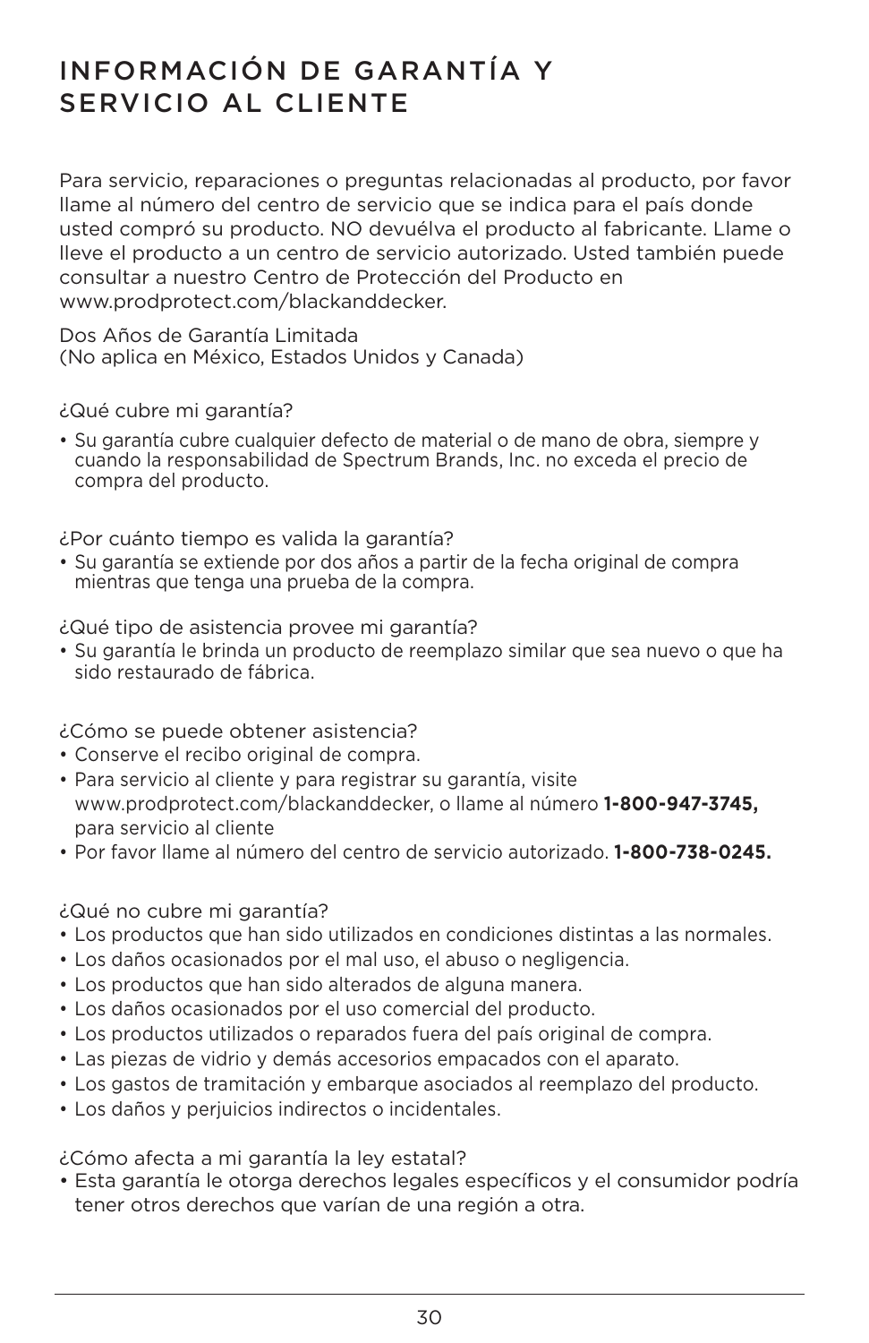# INFORMACIÓN DE GARANTÍA Y SERVICIO AL CLIENTE

Para servicio, reparaciones o preguntas relacionadas al producto, por favor llame al número del centro de servicio que se indica para el país donde usted compró su producto. NO devuélva el producto al fabricante. Llame o lleve el producto a un centro de servicio autorizado. Usted también puede consultar a nuestro Centro de Protección del Producto en www.prodprotect.com/blackanddecker.

Dos Años de Garantía Limitada
(No aplica en México, Estados Unidos y Canada)

¿Qué cubre mi garantía?

- Su garantía cubre cualquier defecto de material o de mano de obra, siempre y cuando la responsabilidad de Spectrum Brands, Inc. no exceda el precio de compra del producto.

¿Por cuánto tiempo es valida la garantía?

- Su garantía se extiende por dos años a partir de la fecha original de compra mientras que tenga una prueba de la compra.

¿Qué tipo de asistencia provee mi garantía?

- Su garantía le brinda un producto de reemplazo similar que sea nuevo o que ha sido restaurado de fábrica.

¿Cómo se puede obtener asistencia?

- Conserve el recibo original de compra.
- Para servicio al cliente y para registrar su garantía, visite www.prodprotect.com/blackanddecker, o llame al número **1-800-947-3745,** para servicio al cliente
- Por favor llame al número del centro de servicio autorizado. **1-800-738-0245.**

¿Qué no cubre mi garantía?

- Los productos que han sido utilizados en condiciones distintas a las normales.
- Los daños ocasionados por el mal uso, el abuso o negligencia.
- Los productos que han sido alterados de alguna manera.
- Los daños ocasionados por el uso comercial del producto.
- Los productos utilizados o reparados fuera del país original de compra.
- Las piezas de vidrio y demás accesorios empacados con el aparato.
- Los gastos de tramitación y embarque asociados al reemplazo del producto.
- Los daños y perjuicios indirectos o incidentales.

¿Cómo afecta a mi garantía la ley estatal?

- Esta garantía le otorga derechos legales específicos y el consumidor podría tener otros derechos que varían de una región a otra.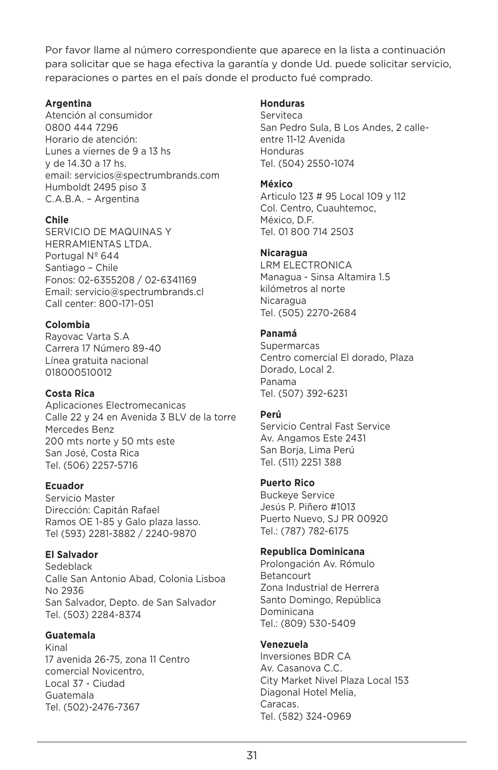Por favor llame al número correspondiente que aparece en la lista a continuación para solicitar que se haga efectiva la garantía y donde Ud. puede solicitar servicio, reparaciones o partes en el país donde el producto fué comprado.

**Argentina**
Atención al consumidor
0800 444 7296
Horario de atención:
Lunes a viernes de 9 a 13 hs
y de 14.30 a 17 hs.
email: servicios@spectrumbrands.com
Humboldt 2495 piso 3
C.A.B.A. – Argentina

**Chile**
SERVICIO DE MAQUINAS Y HERRAMIENTAS LTDA.
Portugal Nº 644
Santiago – Chile
Fonos: 02-6355208 / 02-6341169
Email: servicio@spectrumbrands.cl
Call center: 800-171-051

**Colombia**
Rayovac Varta S.A
Carrera 17 Número 89-40
Línea gratuita nacional
018000510012

**Costa Rica**
Aplicaciones Electromecanicas
Calle 22 y 24 en Avenida 3 BLV de la torre Mercedes Benz
200 mts norte y 50 mts este
San José, Costa Rica
Tel. (506) 2257-5716

**Ecuador**
Servicio Master
Dirección: Capitán Rafael Ramos OE 1-85 y Galo plaza lasso.
Tel (593) 2281-3882 / 2240-9870

**El Salvador**
Sedeblack
Calle San Antonio Abad, Colonia Lisboa No 2936
San Salvador, Depto. de San Salvador
Tel. (503) 2284-8374

**Guatemala**
Kinal
17 avenida 26-75, zona 11 Centro comercial Novicentro,
Local 37 - Ciudad
Guatemala
Tel. (502)-2476-7367

**Honduras**
Serviteca
San Pedro Sula, B Los Andes, 2 calle- entre 11-12 Avenida
Honduras
Tel. (504) 2550-1074

**México**
Articulo 123 # 95 Local 109 y 112
Col. Centro, Cuauhtemoc,
México, D.F.
Tel. 01 800 714 2503

**Nicaragua**
LRM ELECTRONICA
Managua - Sinsa Altamira 1.5 kilómetros al norte
Nicaragua
Tel. (505) 2270-2684

**Panamá**
Supermarcas
Centro comercial El dorado, Plaza Dorado, Local 2.
Panama
Tel. (507) 392-6231

**Perú**
Servicio Central Fast Service
Av. Angamos Este 2431
San Borja, Lima Perú
Tel. (511) 2251 388

**Puerto Rico**
Buckeye Service
Jesús P. Piñero #1013
Puerto Nuevo, SJ PR 00920
Tel.: (787) 782-6175

**Republica Dominicana**
Prolongación Av. Rómulo Betancourt
Zona Industrial de Herrera
Santo Domingo, República Dominicana
Tel.: (809) 530-5409

**Venezuela**
Inversiones BDR CA
Av. Casanova C.C.
City Market Nivel Plaza Local 153
Diagonal Hotel Melia,
Caracas.
Tel. (582) 324-0969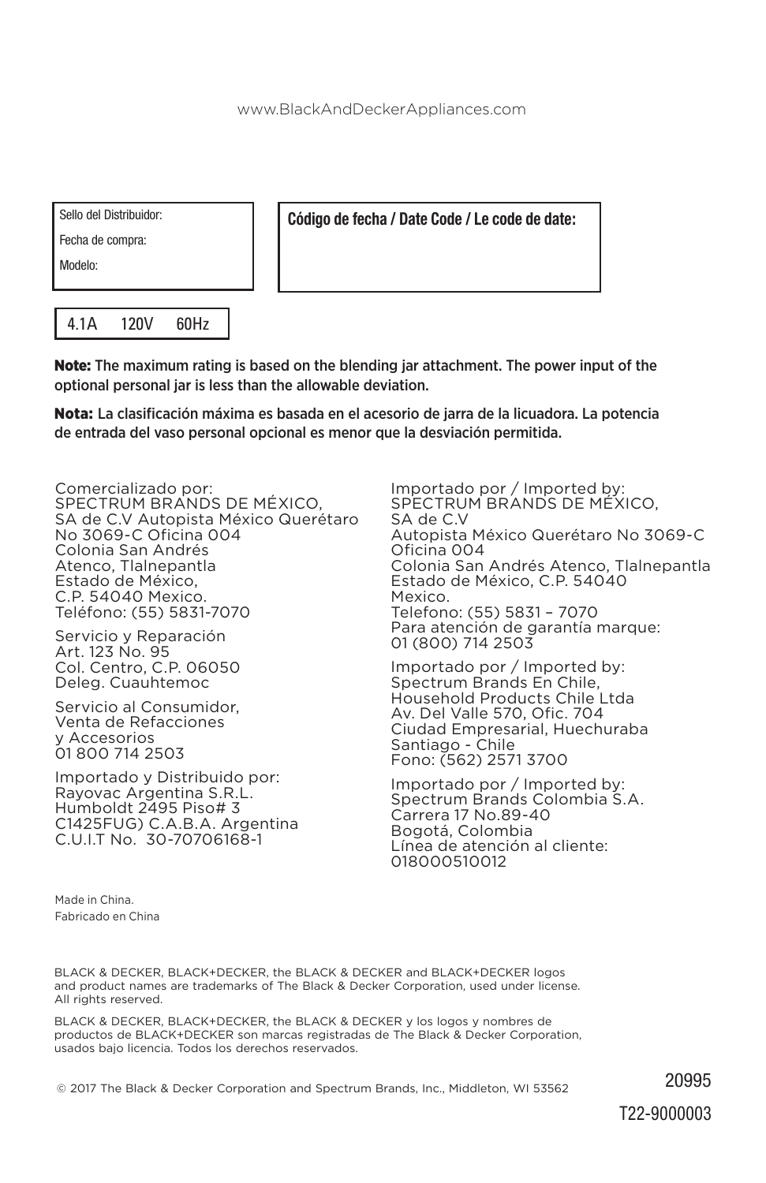www.BlackAndDeckerAppliances.com

Sello del Distribuidor:

Fecha de compra:

Modelo:

**Código de fecha / Date Code / Le code de date:**

4.1A 120V 60Hz

**Note:** The maximum rating is based on the blending jar attachment. The power input of the optional personal jar is less than the allowable deviation.

**Nota:** La clasificación máxima es basada en el acesorio de jarra de la licuadora. La potencia de entrada del vaso personal opcional es menor que la desviación permitida.

Comercializado por:
SPECTRUM BRANDS DE MÉXICO,
SA de C.V Autopista México Querétaro
No 3069-C Oficina 004
Colonia San Andrés
Atenco, Tlalnepantla
Estado de México,
C.P. 54040 Mexico.
Teléfono: (55) 5831-7070

Servicio y Reparación
Art. 123 No. 95
Col. Centro, C.P. 06050
Deleg. Cuauhtemoc

Servicio al Consumidor,
Venta de Refacciones
y Accesorios
01 800 714 2503

Importado y Distribuido por:
Rayovac Argentina S.R.L.
Humboldt 2495 Piso# 3
C1425FUG) C.A.B.A. Argentina
C.U.I.T No. 30-70706168-1

Importado por / Imported by:
SPECTRUM BRANDS DE MÉXICO,
SA de C.V
Autopista México Querétaro No 3069-C
Oficina 004
Colonia San Andrés Atenco, Tlalnepantla
Estado de México, C.P. 54040
Mexico.
Telefono: (55) 5831 – 7070
Para atención de garantía marque:
01 (800) 714 2503

Importado por / Imported by:
Spectrum Brands En Chile,
Household Products Chile Ltda
Av. Del Valle 570, Ofic. 704
Ciudad Empresarial, Huechuraba
Santiago - Chile
Fono: (562) 2571 3700

Importado por / Imported by:
Spectrum Brands Colombia S.A.
Carrera 17 No.89-40
Bogotá, Colombia
Línea de atención al cliente:
018000510012

Made in China.
Fabricado en China

BLACK & DECKER, BLACK+DECKER, the BLACK & DECKER and BLACK+DECKER logos and product names are trademarks of The Black & Decker Corporation, used under license. All rights reserved.

BLACK & DECKER, BLACK+DECKER, the BLACK & DECKER y los logos y nombres de productos de BLACK+DECKER son marcas registradas de The Black & Decker Corporation, usados bajo licencia. Todos los derechos reservados.

© 2017 The Black & Decker Corporation and Spectrum Brands, Inc., Middleton, WI 53562

20995

T22-9000003